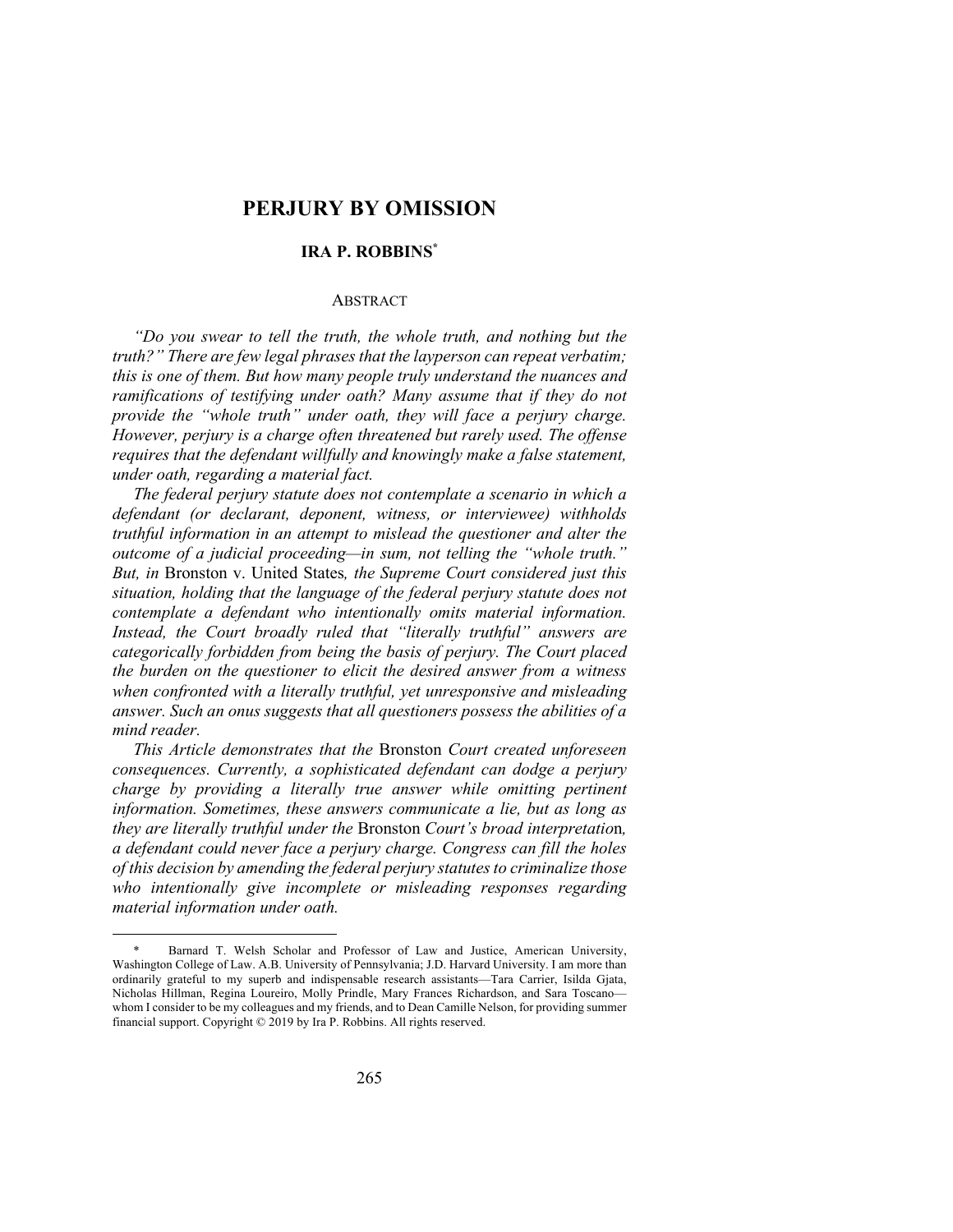# PERJURY BY OMISSION

**IRA P. ROBBINS**[*]

ABSTRACT

*"Do you swear to tell the truth, the whole truth, and nothing but the truth?" There are few legal phrases that the layperson can repeat verbatim; this is one of them. But how many people truly understand the nuances and ramifications of testifying under oath? Many assume that if they do not provide the "whole truth" under oath, they will face a perjury charge. However, perjury is a charge often threatened but rarely used. The offense requires that the defendant willfully and knowingly make a false statement, under oath, regarding a material fact.*

*The federal perjury statute does not contemplate a scenario in which a defendant (or declarant, deponent, witness, or interviewee) withholds truthful information in an attempt to mislead the questioner and alter the outcome of a judicial proceeding—in sum, not telling the "whole truth." But, in* Bronston v. United States*, the Supreme Court considered just this situation, holding that the language of the federal perjury statute does not contemplate a defendant who intentionally omits material information. Instead, the Court broadly ruled that "literally truthful" answers are categorically forbidden from being the basis of perjury. The Court placed the burden on the questioner to elicit the desired answer from a witness when confronted with a literally truthful, yet unresponsive and misleading answer. Such an onus suggests that all questioners possess the abilities of a mind reader.*

*This Article demonstrates that the* Bronston *Court created unforeseen consequences. Currently, a sophisticated defendant can dodge a perjury charge by providing a literally true answer while omitting pertinent information. Sometimes, these answers communicate a lie, but as long as they are literally truthful under the* Bronston *Court's broad interpretation, a defendant could never face a perjury charge. Congress can fill the holes of this decision by amending the federal perjury statutes to criminalize those who intentionally give incomplete or misleading responses regarding material information under oath.*

---

[*] Barnard T. Welsh Scholar and Professor of Law and Justice, American University, Washington College of Law. A.B. University of Pennsylvania; J.D. Harvard University. I am more than ordinarily grateful to my superb and indispensable research assistants—Tara Carrier, Isilda Gjata, Nicholas Hillman, Regina Loureiro, Molly Prindle, Mary Frances Richardson, and Sara Toscano—whom I consider to be my colleagues and my friends, and to Dean Camille Nelson, for providing summer financial support. Copyright © 2019 by Ira P. Robbins. All rights reserved.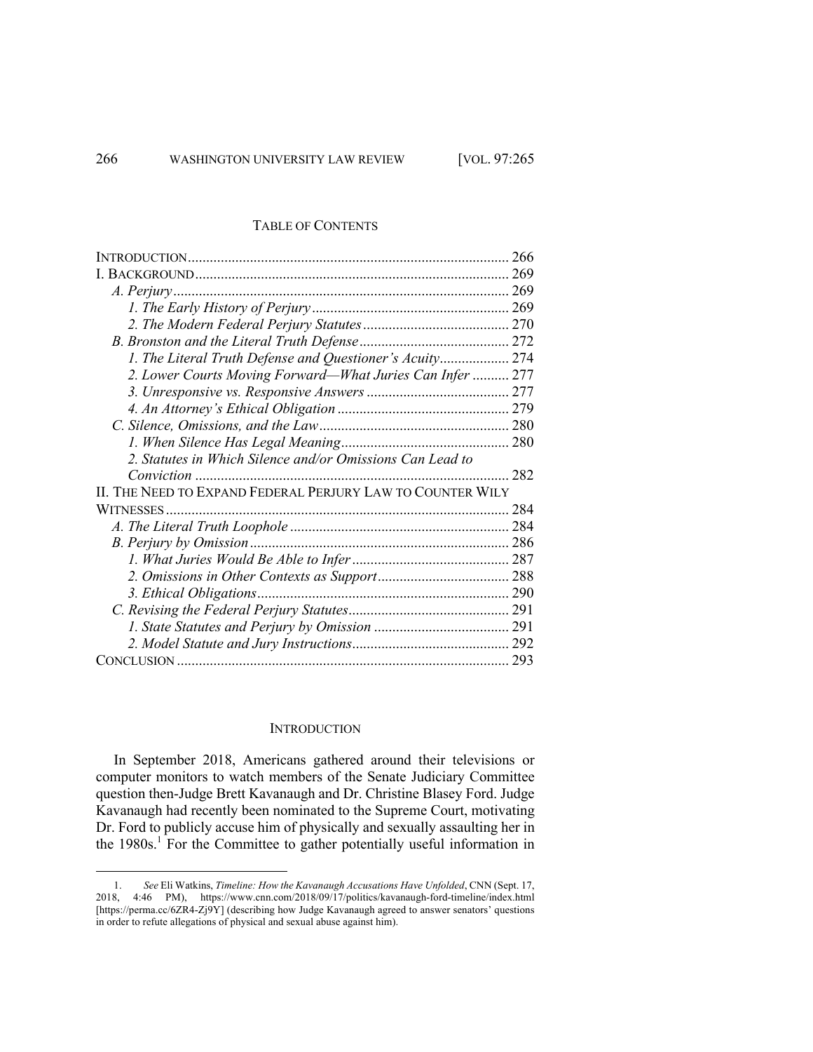## TABLE OF CONTENTS

| | |
|---|---|
| INTRODUCTION | 266 |
| I. BACKGROUND | 269 |
| *A. Perjury* | 269 |
| *1. The Early History of Perjury* | 269 |
| *2. The Modern Federal Perjury Statutes* | 270 |
| *B. Bronston and the Literal Truth Defense* | 272 |
| *1. The Literal Truth Defense and Questioner's Acuity* | 274 |
| *2. Lower Courts Moving Forward—What Juries Can Infer* | 277 |
| *3. Unresponsive vs. Responsive Answers* | 277 |
| *4. An Attorney's Ethical Obligation* | 279 |
| *C. Silence, Omissions, and the Law* | 280 |
| *1. When Silence Has Legal Meaning* | 280 |
| *2. Statutes in Which Silence and/or Omissions Can Lead to Conviction* | 282 |
| II. THE NEED TO EXPAND FEDERAL PERJURY LAW TO COUNTER WILY WITNESSES | 284 |
| *A. The Literal Truth Loophole* | 284 |
| *B. Perjury by Omission* | 286 |
| *1. What Juries Would Be Able to Infer* | 287 |
| *2. Omissions in Other Contexts as Support* | 288 |
| *3. Ethical Obligations* | 290 |
| *C. Revising the Federal Perjury Statutes* | 291 |
| *1. State Statutes and Perjury by Omission* | 291 |
| *2. Model Statute and Jury Instructions* | 292 |
| CONCLUSION | 293 |

## INTRODUCTION

In September 2018, Americans gathered around their televisions or computer monitors to watch members of the Senate Judiciary Committee question then-Judge Brett Kavanaugh and Dr. Christine Blasey Ford. Judge Kavanaugh had recently been nominated to the Supreme Court, motivating Dr. Ford to publicly accuse him of physically and sexually assaulting her in the 1980s.[1] For the Committee to gather potentially useful information in

---

1. *See* Eli Watkins, *Timeline: How the Kavanaugh Accusations Have Unfolded*, CNN (Sept. 17, 2018, 4:46 PM), https://www.cnn.com/2018/09/17/politics/kavanaugh-ford-timeline/index.html [https://perma.cc/6ZR4-Zj9Y] (describing how Judge Kavanaugh agreed to answer senators' questions in order to refute allegations of physical and sexual abuse against him).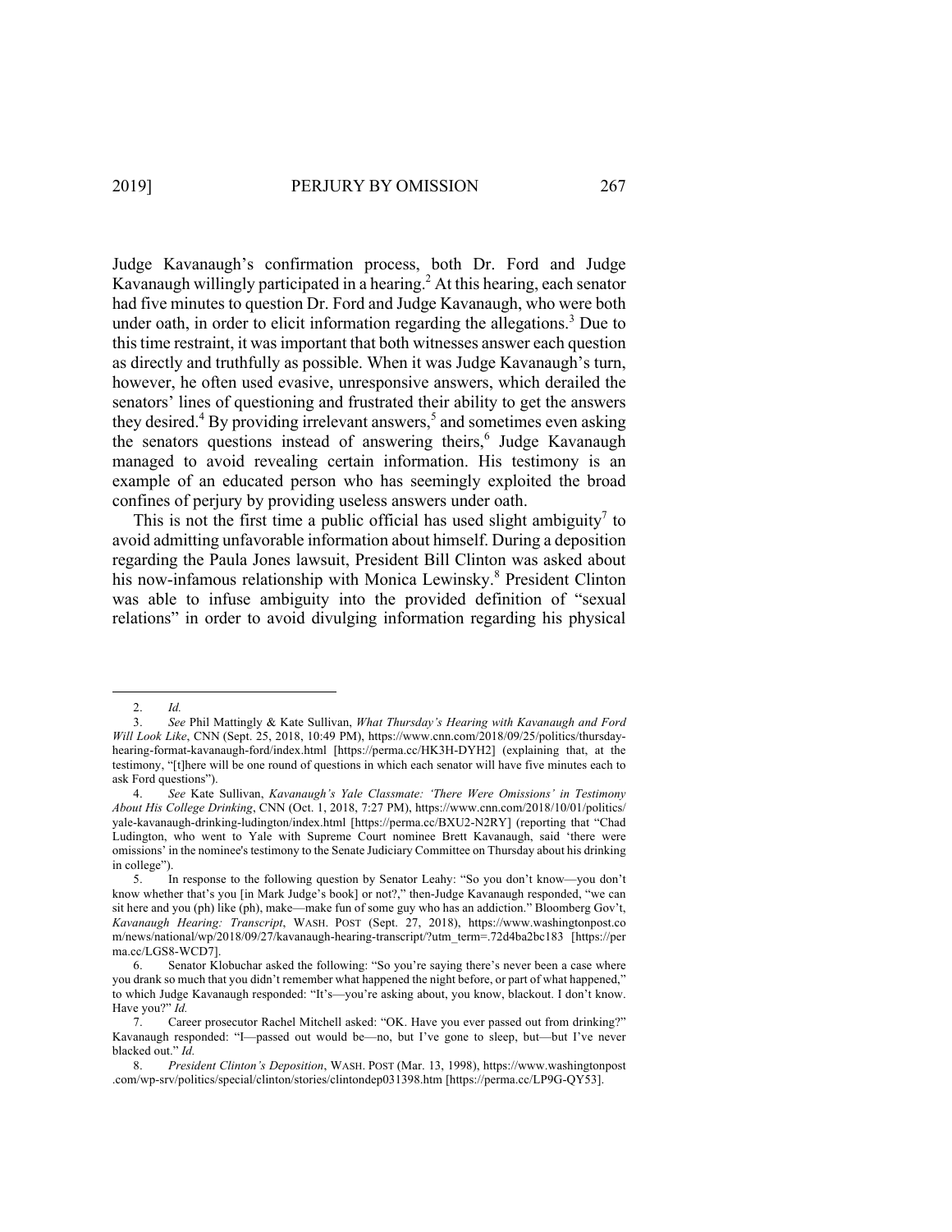Judge Kavanaugh's confirmation process, both Dr. Ford and Judge Kavanaugh willingly participated in a hearing.[2] At this hearing, each senator had five minutes to question Dr. Ford and Judge Kavanaugh, who were both under oath, in order to elicit information regarding the allegations.[3] Due to this time restraint, it was important that both witnesses answer each question as directly and truthfully as possible. When it was Judge Kavanaugh's turn, however, he often used evasive, unresponsive answers, which derailed the senators' lines of questioning and frustrated their ability to get the answers they desired.[4] By providing irrelevant answers,[5] and sometimes even asking the senators questions instead of answering theirs,[6] Judge Kavanaugh managed to avoid revealing certain information. His testimony is an example of an educated person who has seemingly exploited the broad confines of perjury by providing useless answers under oath.

This is not the first time a public official has used slight ambiguity[7] to avoid admitting unfavorable information about himself. During a deposition regarding the Paula Jones lawsuit, President Bill Clinton was asked about his now-infamous relationship with Monica Lewinsky.[8] President Clinton was able to infuse ambiguity into the provided definition of "sexual relations" in order to avoid divulging information regarding his physical

---

2. *Id.*

3. *See* Phil Mattingly & Kate Sullivan, *What Thursday's Hearing with Kavanaugh and Ford Will Look Like*, CNN (Sept. 25, 2018, 10:49 PM), https://www.cnn.com/2018/09/25/politics/thursday-hearing-format-kavanaugh-ford/index.html [https://perma.cc/HK3H-DYH2] (explaining that, at the testimony, "[t]here will be one round of questions in which each senator will have five minutes each to ask Ford questions").

4. *See* Kate Sullivan, *Kavanaugh's Yale Classmate: 'There Were Omissions' in Testimony About His College Drinking*, CNN (Oct. 1, 2018, 7:27 PM), https://www.cnn.com/2018/10/01/politics/yale-kavanaugh-drinking-ludington/index.html [https://perma.cc/BXU2-N2RY] (reporting that "Chad Ludington, who went to Yale with Supreme Court nominee Brett Kavanaugh, said 'there were omissions' in the nominee's testimony to the Senate Judiciary Committee on Thursday about his drinking in college").

5. In response to the following question by Senator Leahy: "So you don't know—you don't know whether that's you [in Mark Judge's book] or not?," then-Judge Kavanaugh responded, "we can sit here and you (ph) like (ph), make—make fun of some guy who has an addiction." Bloomberg Gov't, *Kavanaugh Hearing: Transcript*, WASH. POST (Sept. 27, 2018), https://www.washingtonpost.com/news/national/wp/2018/09/27/kavanaugh-hearing-transcript/?utm_term=.72d4ba2bc183 [https://perma.cc/LGS8-WCD7].

6. Senator Klobuchar asked the following: "So you're saying there's never been a case where you drank so much that you didn't remember what happened the night before, or part of what happened," to which Judge Kavanaugh responded: "It's—you're asking about, you know, blackout. I don't know. Have you?" *Id.*

7. Career prosecutor Rachel Mitchell asked: "OK. Have you ever passed out from drinking?" Kavanaugh responded: "I—passed out would be—no, but I've gone to sleep, but—but I've never blacked out." *Id.*

8. *President Clinton's Deposition*, WASH. POST (Mar. 13, 1998), https://www.washingtonpost.com/wp-srv/politics/special/clinton/stories/clintondep031398.htm [https://perma.cc/LP9G-QY53].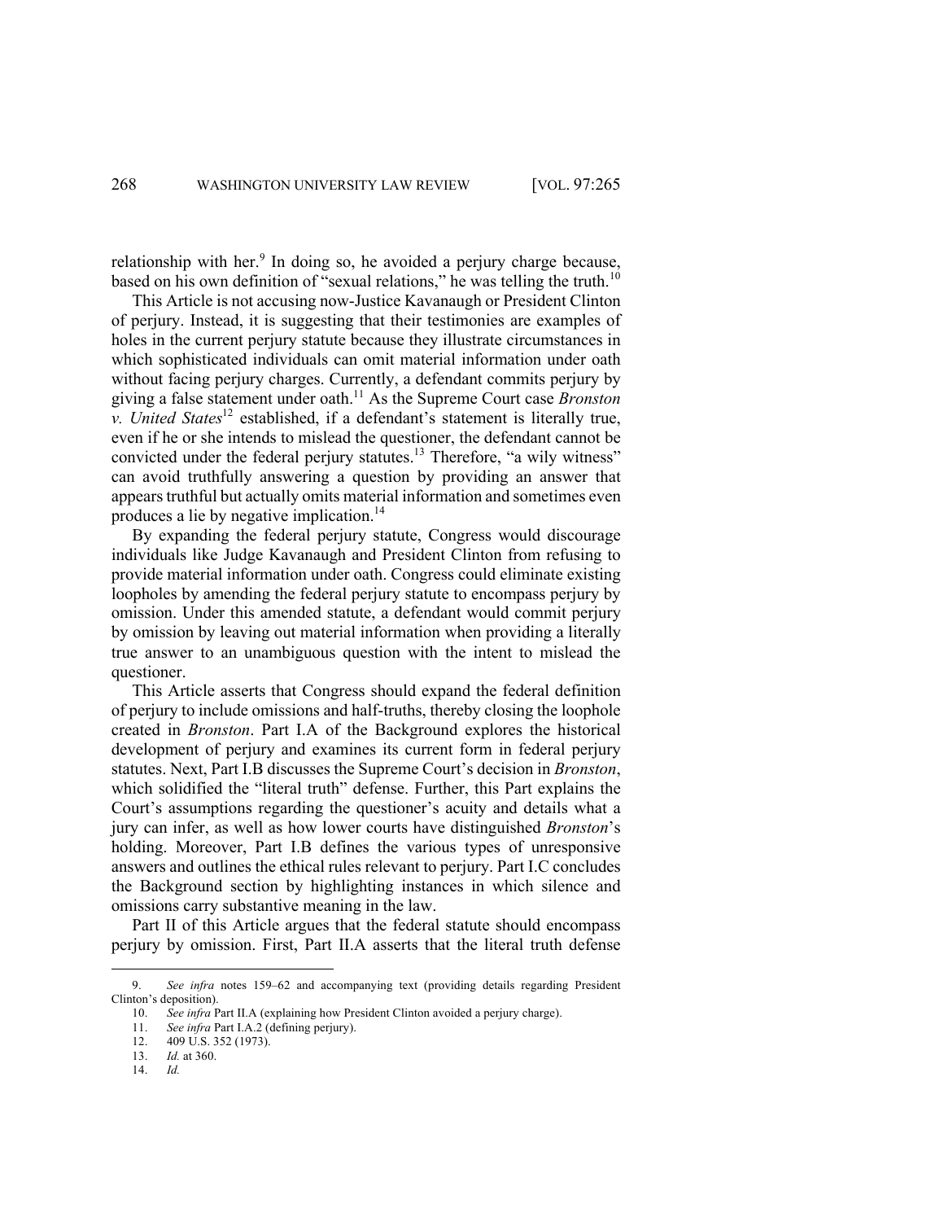relationship with her.[9] In doing so, he avoided a perjury charge because, based on his own definition of "sexual relations," he was telling the truth.[10]

This Article is not accusing now-Justice Kavanaugh or President Clinton of perjury. Instead, it is suggesting that their testimonies are examples of holes in the current perjury statute because they illustrate circumstances in which sophisticated individuals can omit material information under oath without facing perjury charges. Currently, a defendant commits perjury by giving a false statement under oath.[11] As the Supreme Court case *Bronston v. United States*[12] established, if a defendant's statement is literally true, even if he or she intends to mislead the questioner, the defendant cannot be convicted under the federal perjury statutes.[13] Therefore, "a wily witness" can avoid truthfully answering a question by providing an answer that appears truthful but actually omits material information and sometimes even produces a lie by negative implication.[14]

By expanding the federal perjury statute, Congress would discourage individuals like Judge Kavanaugh and President Clinton from refusing to provide material information under oath. Congress could eliminate existing loopholes by amending the federal perjury statute to encompass perjury by omission. Under this amended statute, a defendant would commit perjury by omission by leaving out material information when providing a literally true answer to an unambiguous question with the intent to mislead the questioner.

This Article asserts that Congress should expand the federal definition of perjury to include omissions and half-truths, thereby closing the loophole created in *Bronston*. Part I.A of the Background explores the historical development of perjury and examines its current form in federal perjury statutes. Next, Part I.B discusses the Supreme Court's decision in *Bronston*, which solidified the "literal truth" defense. Further, this Part explains the Court's assumptions regarding the questioner's acuity and details what a jury can infer, as well as how lower courts have distinguished *Bronston*'s holding. Moreover, Part I.B defines the various types of unresponsive answers and outlines the ethical rules relevant to perjury. Part I.C concludes the Background section by highlighting instances in which silence and omissions carry substantive meaning in the law.

Part II of this Article argues that the federal statute should encompass perjury by omission. First, Part II.A asserts that the literal truth defense

---

9. *See infra* notes 159–62 and accompanying text (providing details regarding President Clinton's deposition).

10. *See infra* Part II.A (explaining how President Clinton avoided a perjury charge).

11. *See infra* Part I.A.2 (defining perjury).

12. 409 U.S. 352 (1973).

13. *Id.* at 360.

14. *Id.*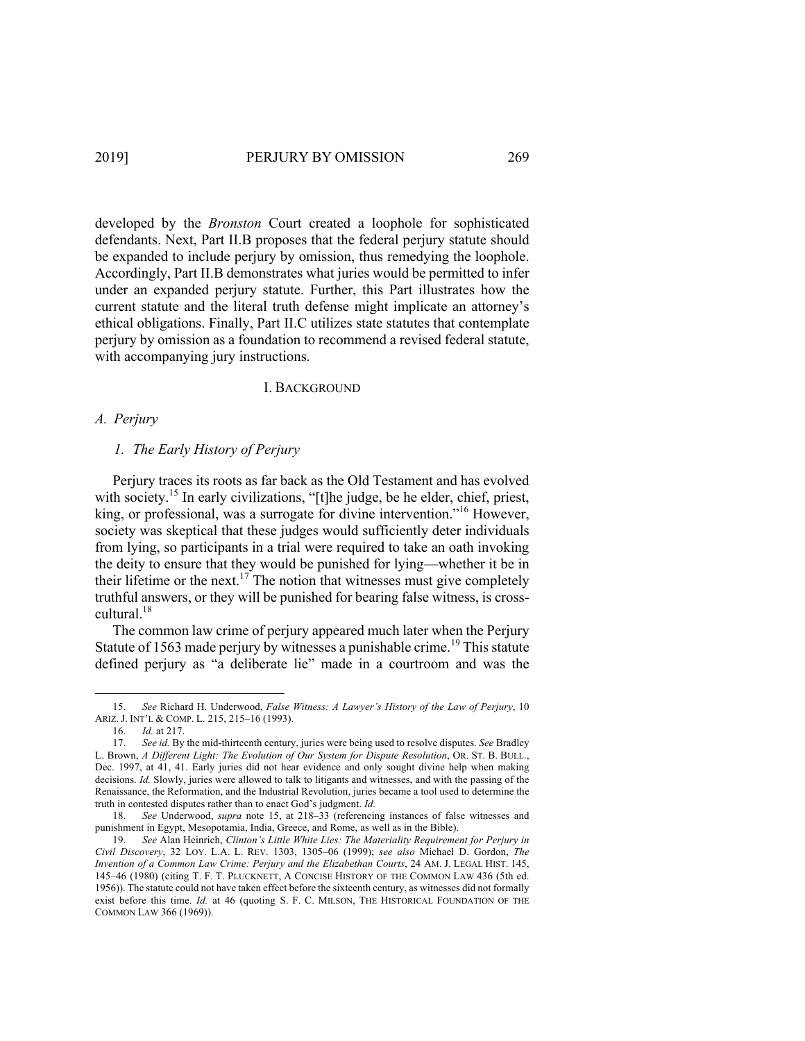developed by the *Bronston* Court created a loophole for sophisticated defendants. Next, Part II.B proposes that the federal perjury statute should be expanded to include perjury by omission, thus remedying the loophole. Accordingly, Part II.B demonstrates what juries would be permitted to infer under an expanded perjury statute. Further, this Part illustrates how the current statute and the literal truth defense might implicate an attorney's ethical obligations. Finally, Part II.C utilizes state statutes that contemplate perjury by omission as a foundation to recommend a revised federal statute, with accompanying jury instructions.

## I. BACKGROUND

### *A. Perjury*

#### *1. The Early History of Perjury*

Perjury traces its roots as far back as the Old Testament and has evolved with society.[15] In early civilizations, "[t]he judge, be he elder, chief, priest, king, or professional, was a surrogate for divine intervention."[16] However, society was skeptical that these judges would sufficiently deter individuals from lying, so participants in a trial were required to take an oath invoking the deity to ensure that they would be punished for lying—whether it be in their lifetime or the next.[17] The notion that witnesses must give completely truthful answers, or they will be punished for bearing false witness, is cross-cultural.[18]

The common law crime of perjury appeared much later when the Perjury Statute of 1563 made perjury by witnesses a punishable crime.[19] This statute defined perjury as "a deliberate lie" made in a courtroom and was the

---

15. *See* Richard H. Underwood, *False Witness: A Lawyer's History of the Law of Perjury*, 10 ARIZ. J. INT'L & COMP. L. 215, 215–16 (1993).

16. *Id.* at 217.

17. *See id.* By the mid-thirteenth century, juries were being used to resolve disputes. *See* Bradley L. Brown, *A Different Light: The Evolution of Our System for Dispute Resolution*, OR. ST. B. BULL., Dec. 1997, at 41, 41. Early juries did not hear evidence and only sought divine help when making decisions. *Id.* Slowly, juries were allowed to talk to litigants and witnesses, and with the passing of the Renaissance, the Reformation, and the Industrial Revolution, juries became a tool used to determine the truth in contested disputes rather than to enact God's judgment. *Id.*

18. *See* Underwood, *supra* note 15, at 218–33 (referencing instances of false witnesses and punishment in Egypt, Mesopotamia, India, Greece, and Rome, as well as in the Bible).

19. *See* Alan Heinrich, *Clinton's Little White Lies: The Materiality Requirement for Perjury in Civil Discovery*, 32 LOY. L.A. L. REV. 1303, 1305–06 (1999); *see also* Michael D. Gordon, *The Invention of a Common Law Crime: Perjury and the Elizabethan Courts*, 24 AM. J. LEGAL HIST. 145, 145–46 (1980) (citing T. F. T. PLUCKNETT, A CONCISE HISTORY OF THE COMMON LAW 436 (5th ed. 1956)). The statute could not have taken effect before the sixteenth century, as witnesses did not formally exist before this time. *Id.* at 46 (quoting S. F. C. MILSON, THE HISTORICAL FOUNDATION OF THE COMMON LAW 366 (1969)).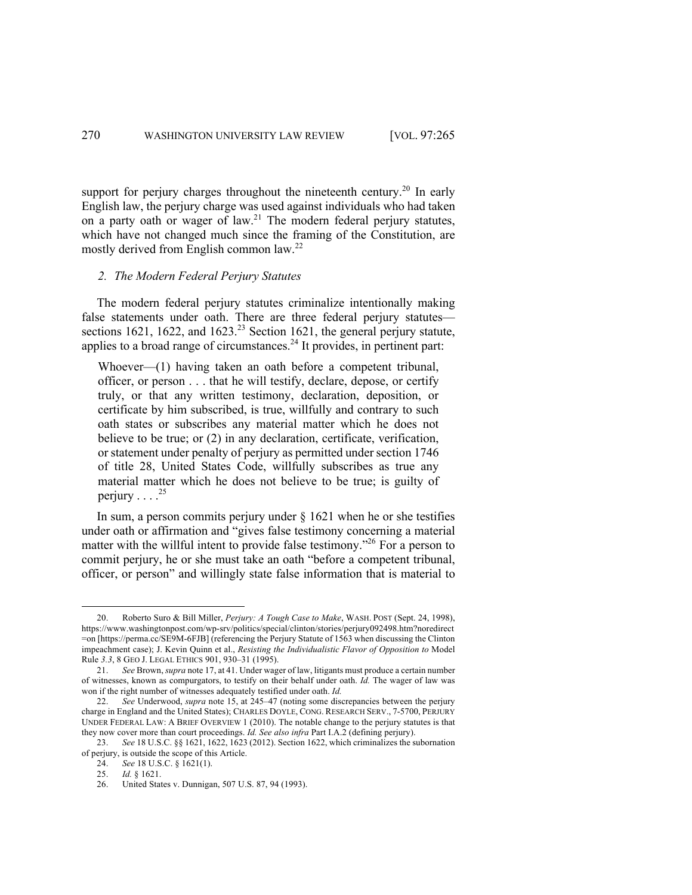support for perjury charges throughout the nineteenth century.[20] In early English law, the perjury charge was used against individuals who had taken on a party oath or wager of law.[21] The modern federal perjury statutes, which have not changed much since the framing of the Constitution, are mostly derived from English common law.[22]

### *2. The Modern Federal Perjury Statutes*

The modern federal perjury statutes criminalize intentionally making false statements under oath. There are three federal perjury statutes—sections 1621, 1622, and 1623.[23] Section 1621, the general perjury statute, applies to a broad range of circumstances.[24] It provides, in pertinent part:

> Whoever—(1) having taken an oath before a competent tribunal, officer, or person . . . that he will testify, declare, depose, or certify truly, or that any written testimony, declaration, deposition, or certificate by him subscribed, is true, willfully and contrary to such oath states or subscribes any material matter which he does not believe to be true; or (2) in any declaration, certificate, verification, or statement under penalty of perjury as permitted under section 1746 of title 28, United States Code, willfully subscribes as true any material matter which he does not believe to be true; is guilty of perjury . . . .[25]

In sum, a person commits perjury under § 1621 when he or she testifies under oath or affirmation and "gives false testimony concerning a material matter with the willful intent to provide false testimony."[26] For a person to commit perjury, he or she must take an oath "before a competent tribunal, officer, or person" and willingly state false information that is material to

---

20. Roberto Suro & Bill Miller, *Perjury: A Tough Case to Make*, WASH. POST (Sept. 24, 1998), https://www.washingtonpost.com/wp-srv/politics/special/clinton/stories/perjury092498.htm?noredirect=on [https://perma.cc/SE9M-6FJB] (referencing the Perjury Statute of 1563 when discussing the Clinton impeachment case); J. Kevin Quinn et al., *Resisting the Individualistic Flavor of Opposition to* Model Rule *3.3*, 8 GEO J. LEGAL ETHICS 901, 930–31 (1995).

21. *See* Brown, *supra* note 17, at 41. Under wager of law, litigants must produce a certain number of witnesses, known as compurgators, to testify on their behalf under oath. *Id.* The wager of law was won if the right number of witnesses adequately testified under oath. *Id.*

22. *See* Underwood, *supra* note 15, at 245–47 (noting some discrepancies between the perjury charge in England and the United States); CHARLES DOYLE, CONG. RESEARCH SERV., 7-5700, PERJURY UNDER FEDERAL LAW: A BRIEF OVERVIEW 1 (2010). The notable change to the perjury statutes is that they now cover more than court proceedings. *Id. See also infra* Part I.A.2 (defining perjury).

23. *See* 18 U.S.C. §§ 1621, 1622, 1623 (2012). Section 1622, which criminalizes the subornation of perjury, is outside the scope of this Article.

24. *See* 18 U.S.C. § 1621(1).

25. *Id.* § 1621.

26. United States v. Dunnigan, 507 U.S. 87, 94 (1993).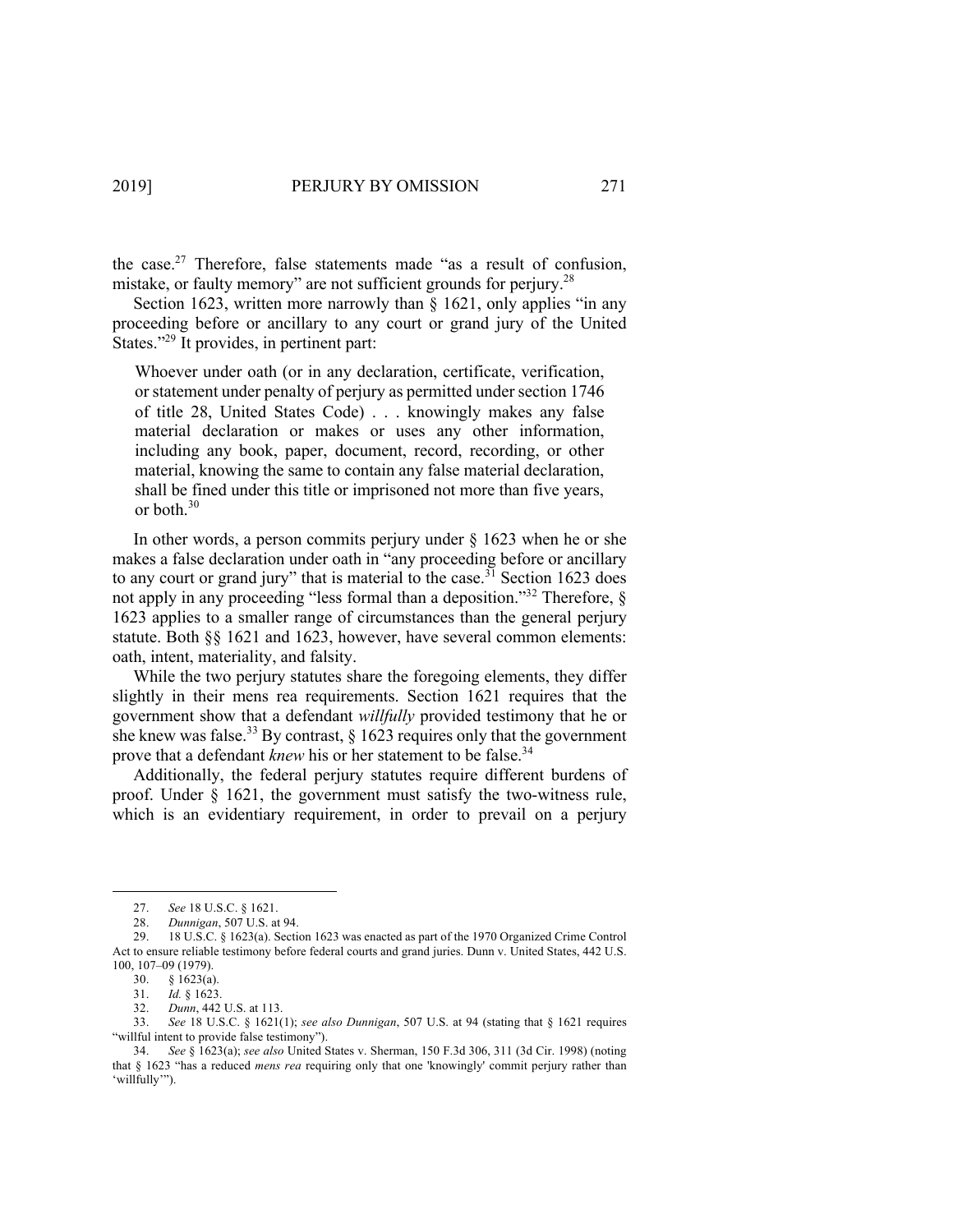the case.[27] Therefore, false statements made "as a result of confusion, mistake, or faulty memory" are not sufficient grounds for perjury.[28]

Section 1623, written more narrowly than § 1621, only applies "in any proceeding before or ancillary to any court or grand jury of the United States."[29] It provides, in pertinent part:

> Whoever under oath (or in any declaration, certificate, verification, or statement under penalty of perjury as permitted under section 1746 of title 28, United States Code) . . . knowingly makes any false material declaration or makes or uses any other information, including any book, paper, document, record, recording, or other material, knowing the same to contain any false material declaration, shall be fined under this title or imprisoned not more than five years, or both.[30]

In other words, a person commits perjury under § 1623 when he or she makes a false declaration under oath in "any proceeding before or ancillary to any court or grand jury" that is material to the case.[31] Section 1623 does not apply in any proceeding "less formal than a deposition."[32] Therefore, § 1623 applies to a smaller range of circumstances than the general perjury statute. Both §§ 1621 and 1623, however, have several common elements: oath, intent, materiality, and falsity.

While the two perjury statutes share the foregoing elements, they differ slightly in their mens rea requirements. Section 1621 requires that the government show that a defendant *willfully* provided testimony that he or she knew was false.[33] By contrast, § 1623 requires only that the government prove that a defendant *knew* his or her statement to be false.[34]

Additionally, the federal perjury statutes require different burdens of proof. Under § 1621, the government must satisfy the two-witness rule, which is an evidentiary requirement, in order to prevail on a perjury

---

27. *See* 18 U.S.C. § 1621.

28. *Dunnigan*, 507 U.S. at 94.

29. 18 U.S.C. § 1623(a). Section 1623 was enacted as part of the 1970 Organized Crime Control Act to ensure reliable testimony before federal courts and grand juries. Dunn v. United States, 442 U.S. 100, 107–09 (1979).

30. § 1623(a).

31. *Id.* § 1623.

32. *Dunn*, 442 U.S. at 113.

33. *See* 18 U.S.C. § 1621(1); *see also Dunnigan*, 507 U.S. at 94 (stating that § 1621 requires "willful intent to provide false testimony").

34. *See* § 1623(a); *see also* United States v. Sherman, 150 F.3d 306, 311 (3d Cir. 1998) (noting that § 1623 "has a reduced *mens rea* requiring only that one 'knowingly' commit perjury rather than 'willfully'").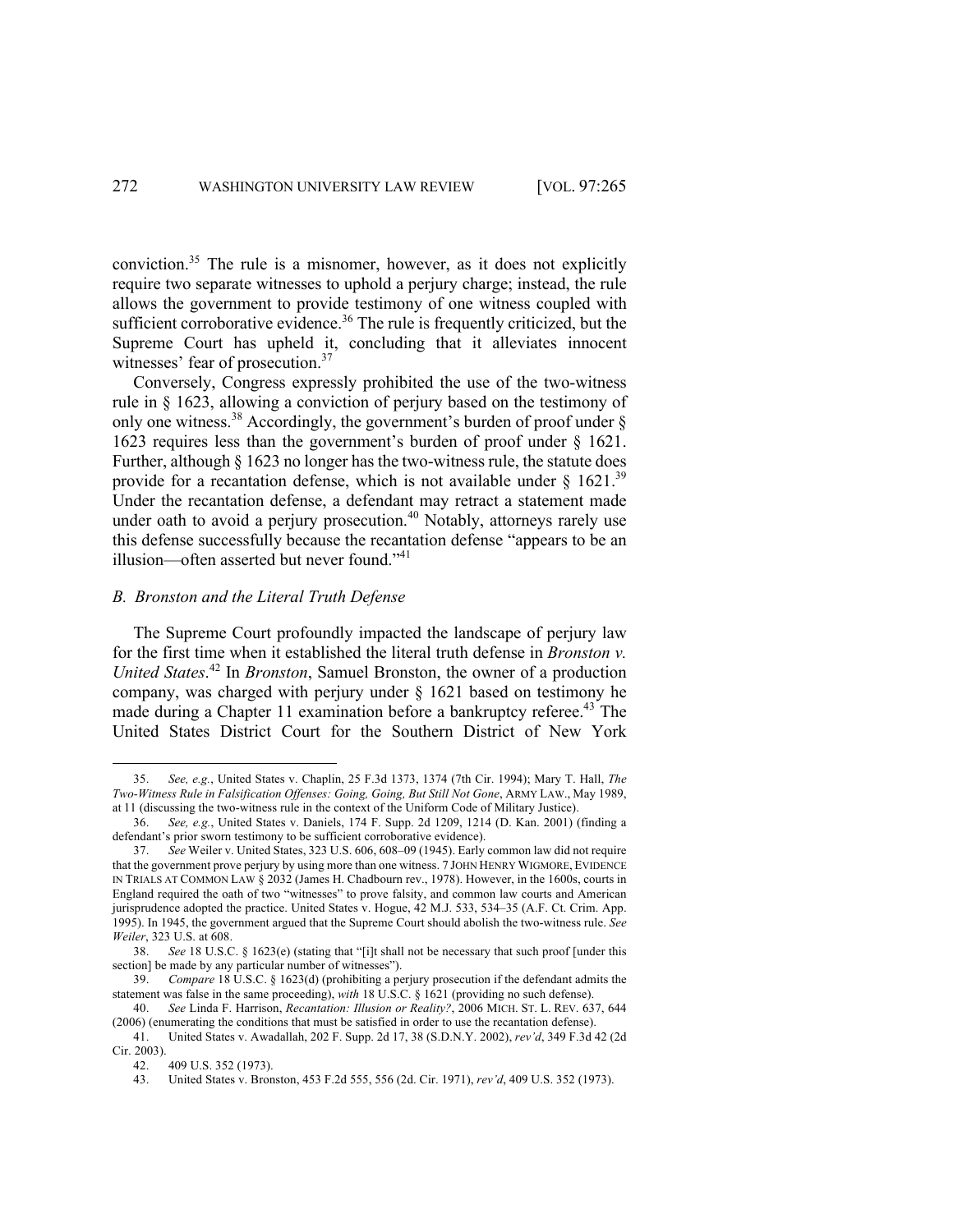conviction.[35] The rule is a misnomer, however, as it does not explicitly require two separate witnesses to uphold a perjury charge; instead, the rule allows the government to provide testimony of one witness coupled with sufficient corroborative evidence.[36] The rule is frequently criticized, but the Supreme Court has upheld it, concluding that it alleviates innocent witnesses' fear of prosecution.[37]

Conversely, Congress expressly prohibited the use of the two-witness rule in § 1623, allowing a conviction of perjury based on the testimony of only one witness.[38] Accordingly, the government's burden of proof under § 1623 requires less than the government's burden of proof under § 1621. Further, although § 1623 no longer has the two-witness rule, the statute does provide for a recantation defense, which is not available under § 1621.[39] Under the recantation defense, a defendant may retract a statement made under oath to avoid a perjury prosecution.[40] Notably, attorneys rarely use this defense successfully because the recantation defense "appears to be an illusion—often asserted but never found."[41]

### *B. Bronston and the Literal Truth Defense*

The Supreme Court profoundly impacted the landscape of perjury law for the first time when it established the literal truth defense in *Bronston v. United States*.[42] In *Bronston*, Samuel Bronston, the owner of a production company, was charged with perjury under § 1621 based on testimony he made during a Chapter 11 examination before a bankruptcy referee.[43] The United States District Court for the Southern District of New York

---

35. *See, e.g.*, United States v. Chaplin, 25 F.3d 1373, 1374 (7th Cir. 1994); Mary T. Hall, *The Two-Witness Rule in Falsification Offenses: Going, Going, But Still Not Gone*, ARMY LAW., May 1989, at 11 (discussing the two-witness rule in the context of the Uniform Code of Military Justice).

36. *See, e.g.*, United States v. Daniels, 174 F. Supp. 2d 1209, 1214 (D. Kan. 2001) (finding a defendant's prior sworn testimony to be sufficient corroborative evidence).

37. *See* Weiler v. United States, 323 U.S. 606, 608–09 (1945). Early common law did not require that the government prove perjury by using more than one witness. 7 JOHN HENRY WIGMORE, EVIDENCE IN TRIALS AT COMMON LAW § 2032 (James H. Chadbourn rev., 1978). However, in the 1600s, courts in England required the oath of two "witnesses" to prove falsity, and common law courts and American jurisprudence adopted the practice. United States v. Hogue, 42 M.J. 533, 534–35 (A.F. Ct. Crim. App. 1995). In 1945, the government argued that the Supreme Court should abolish the two-witness rule. *See Weiler*, 323 U.S. at 608.

38. *See* 18 U.S.C. § 1623(e) (stating that "[i]t shall not be necessary that such proof [under this section] be made by any particular number of witnesses").

39. *Compare* 18 U.S.C. § 1623(d) (prohibiting a perjury prosecution if the defendant admits the statement was false in the same proceeding), *with* 18 U.S.C. § 1621 (providing no such defense).

40. *See* Linda F. Harrison, *Recantation: Illusion or Reality?*, 2006 MICH. ST. L. REV. 637, 644 (2006) (enumerating the conditions that must be satisfied in order to use the recantation defense).

41. United States v. Awadallah, 202 F. Supp. 2d 17, 38 (S.D.N.Y. 2002), *rev'd*, 349 F.3d 42 (2d Cir. 2003).

42. 409 U.S. 352 (1973).

43. United States v. Bronston, 453 F.2d 555, 556 (2d. Cir. 1971), *rev'd*, 409 U.S. 352 (1973).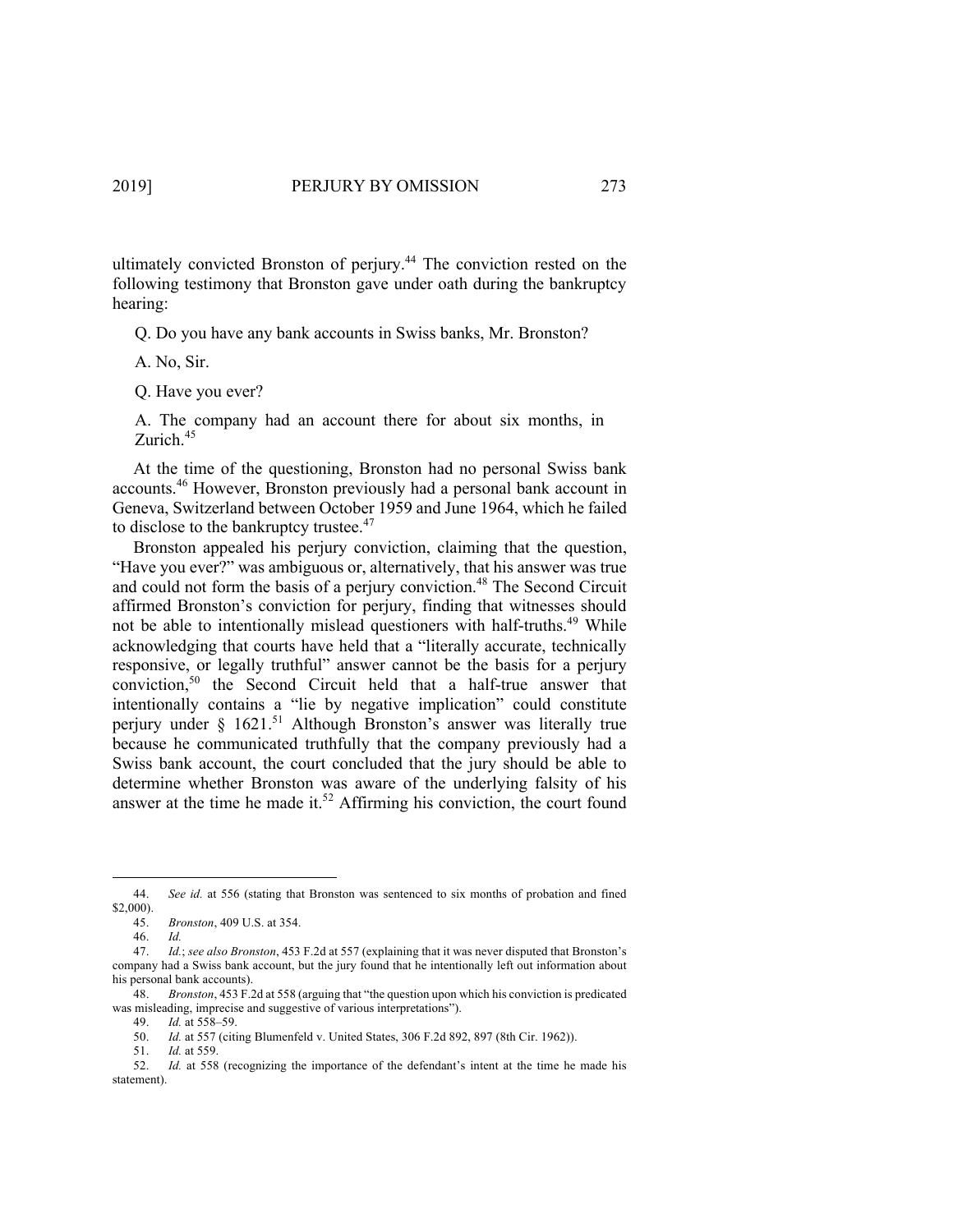ultimately convicted Bronston of perjury.[44] The conviction rested on the following testimony that Bronston gave under oath during the bankruptcy hearing:

> Q. Do you have any bank accounts in Swiss banks, Mr. Bronston?
>
> A. No, Sir.
>
> Q. Have you ever?
>
> A. The company had an account there for about six months, in Zurich.[45]

At the time of the questioning, Bronston had no personal Swiss bank accounts.[46] However, Bronston previously had a personal bank account in Geneva, Switzerland between October 1959 and June 1964, which he failed to disclose to the bankruptcy trustee.[47]

Bronston appealed his perjury conviction, claiming that the question, "Have you ever?" was ambiguous or, alternatively, that his answer was true and could not form the basis of a perjury conviction.[48] The Second Circuit affirmed Bronston's conviction for perjury, finding that witnesses should not be able to intentionally mislead questioners with half-truths.[49] While acknowledging that courts have held that a "literally accurate, technically responsive, or legally truthful" answer cannot be the basis for a perjury conviction,[50] the Second Circuit held that a half-true answer that intentionally contains a "lie by negative implication" could constitute perjury under § 1621.[51] Although Bronston's answer was literally true because he communicated truthfully that the company previously had a Swiss bank account, the court concluded that the jury should be able to determine whether Bronston was aware of the underlying falsity of his answer at the time he made it.[52] Affirming his conviction, the court found

---

44. *See id.* at 556 (stating that Bronston was sentenced to six months of probation and fined $2,000).

45. *Bronston*, 409 U.S. at 354.

46. *Id.*

47. *Id.*; *see also Bronston*, 453 F.2d at 557 (explaining that it was never disputed that Bronston's company had a Swiss bank account, but the jury found that he intentionally left out information about his personal bank accounts).

48. *Bronston*, 453 F.2d at 558 (arguing that "the question upon which his conviction is predicated was misleading, imprecise and suggestive of various interpretations").

49. *Id.* at 558–59.

50. *Id.* at 557 (citing Blumenfeld v. United States, 306 F.2d 892, 897 (8th Cir. 1962)).

51. *Id.* at 559.

52. *Id.* at 558 (recognizing the importance of the defendant's intent at the time he made his statement).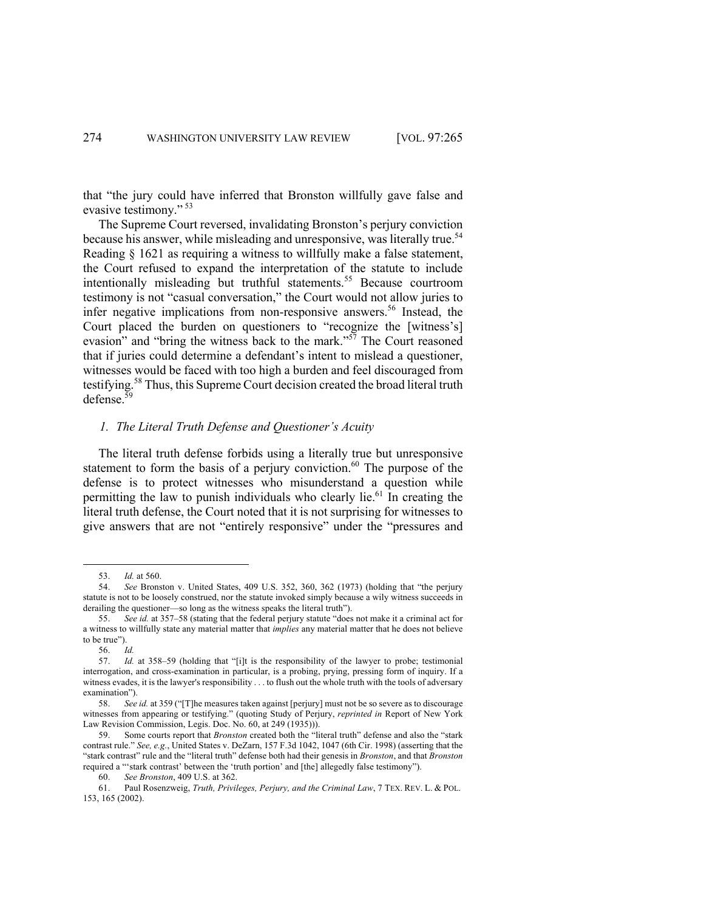that "the jury could have inferred that Bronston willfully gave false and evasive testimony." [53]

The Supreme Court reversed, invalidating Bronston's perjury conviction because his answer, while misleading and unresponsive, was literally true.[54] Reading § 1621 as requiring a witness to willfully make a false statement, the Court refused to expand the interpretation of the statute to include intentionally misleading but truthful statements.[55] Because courtroom testimony is not "casual conversation," the Court would not allow juries to infer negative implications from non-responsive answers.[56] Instead, the Court placed the burden on questioners to "recognize the [witness's] evasion" and "bring the witness back to the mark."[57] The Court reasoned that if juries could determine a defendant's intent to mislead a questioner, witnesses would be faced with too high a burden and feel discouraged from testifying.[58] Thus, this Supreme Court decision created the broad literal truth defense.[59]

### *1. The Literal Truth Defense and Questioner's Acuity*

The literal truth defense forbids using a literally true but unresponsive statement to form the basis of a perjury conviction.[60] The purpose of the defense is to protect witnesses who misunderstand a question while permitting the law to punish individuals who clearly lie.[61] In creating the literal truth defense, the Court noted that it is not surprising for witnesses to give answers that are not "entirely responsive" under the "pressures and

---

53. *Id.* at 560.

54. *See* Bronston v. United States, 409 U.S. 352, 360, 362 (1973) (holding that "the perjury statute is not to be loosely construed, nor the statute invoked simply because a wily witness succeeds in derailing the questioner—so long as the witness speaks the literal truth").

55. *See id.* at 357–58 (stating that the federal perjury statute "does not make it a criminal act for a witness to willfully state any material matter that *implies* any material matter that he does not believe to be true").

56. *Id.*

57. *Id.* at 358–59 (holding that "[i]t is the responsibility of the lawyer to probe; testimonial interrogation, and cross-examination in particular, is a probing, prying, pressing form of inquiry. If a witness evades, it is the lawyer's responsibility . . . to flush out the whole truth with the tools of adversary examination").

58. *See id.* at 359 ("[T]he measures taken against [perjury] must not be so severe as to discourage witnesses from appearing or testifying." (quoting Study of Perjury, *reprinted in* Report of New York Law Revision Commission, Legis. Doc. No. 60, at 249 (1935))).

59. Some courts report that *Bronston* created both the "literal truth" defense and also the "stark contrast rule." *See, e.g.*, United States v. DeZarn, 157 F.3d 1042, 1047 (6th Cir. 1998) (asserting that the "stark contrast" rule and the "literal truth" defense both had their genesis in *Bronston*, and that *Bronston* required a "'stark contrast' between the 'truth portion' and [the] allegedly false testimony").

60. *See Bronston*, 409 U.S. at 362.

61. Paul Rosenzweig, *Truth, Privileges, Perjury, and the Criminal Law*, 7 TEX. REV. L. & POL. 153, 165 (2002).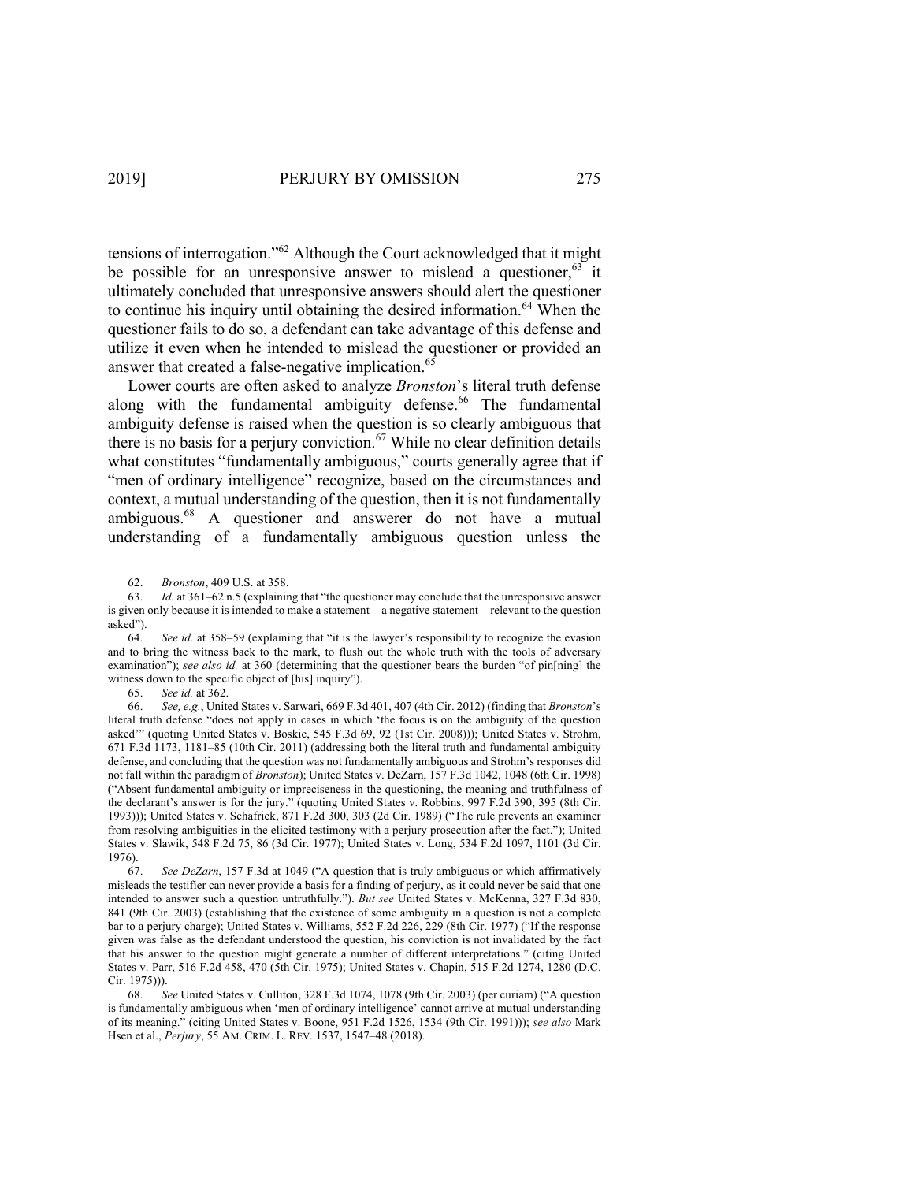tensions of interrogation."[62] Although the Court acknowledged that it might be possible for an unresponsive answer to mislead a questioner,[63] it ultimately concluded that unresponsive answers should alert the questioner to continue his inquiry until obtaining the desired information.[64] When the questioner fails to do so, a defendant can take advantage of this defense and utilize it even when he intended to mislead the questioner or provided an answer that created a false-negative implication.[65]

Lower courts are often asked to analyze *Bronston*'s literal truth defense along with the fundamental ambiguity defense.[66] The fundamental ambiguity defense is raised when the question is so clearly ambiguous that there is no basis for a perjury conviction.[67] While no clear definition details what constitutes "fundamentally ambiguous," courts generally agree that if "men of ordinary intelligence" recognize, based on the circumstances and context, a mutual understanding of the question, then it is not fundamentally ambiguous.[68] A questioner and answerer do not have a mutual understanding of a fundamentally ambiguous question unless the

---

62. *Bronston*, 409 U.S. at 358.

63. *Id.* at 361–62 n.5 (explaining that "the questioner may conclude that the unresponsive answer is given only because it is intended to make a statement—a negative statement—relevant to the question asked").

64. *See id.* at 358–59 (explaining that "it is the lawyer's responsibility to recognize the evasion and to bring the witness back to the mark, to flush out the whole truth with the tools of adversary examination"); *see also id.* at 360 (determining that the questioner bears the burden "of pin[ning] the witness down to the specific object of [his] inquiry").

65. *See id.* at 362.

66. *See, e.g.*, United States v. Sarwari, 669 F.3d 401, 407 (4th Cir. 2012) (finding that *Bronston*'s literal truth defense "does not apply in cases in which 'the focus is on the ambiguity of the question asked'" (quoting United States v. Boskic, 545 F.3d 69, 92 (1st Cir. 2008))); United States v. Strohm, 671 F.3d 1173, 1181–85 (10th Cir. 2011) (addressing both the literal truth and fundamental ambiguity defense, and concluding that the question was not fundamentally ambiguous and Strohm's responses did not fall within the paradigm of *Bronston*); United States v. DeZarn, 157 F.3d 1042, 1048 (6th Cir. 1998) ("Absent fundamental ambiguity or impreciseness in the questioning, the meaning and truthfulness of the declarant's answer is for the jury." (quoting United States v. Robbins, 997 F.2d 390, 395 (8th Cir. 1993))); United States v. Schafrick, 871 F.2d 300, 303 (2d Cir. 1989) ("The rule prevents an examiner from resolving ambiguities in the elicited testimony with a perjury prosecution after the fact."); United States v. Slawik, 548 F.2d 75, 86 (3d Cir. 1977); United States v. Long, 534 F.2d 1097, 1101 (3d Cir. 1976).

67. *See DeZarn*, 157 F.3d at 1049 ("A question that is truly ambiguous or which affirmatively misleads the testifier can never provide a basis for a finding of perjury, as it could never be said that one intended to answer such a question untruthfully."). *But see* United States v. McKenna, 327 F.3d 830, 841 (9th Cir. 2003) (establishing that the existence of some ambiguity in a question is not a complete bar to a perjury charge); United States v. Williams, 552 F.2d 226, 229 (8th Cir. 1977) ("If the response given was false as the defendant understood the question, his conviction is not invalidated by the fact that his answer to the question might generate a number of different interpretations." (citing United States v. Parr, 516 F.2d 458, 470 (5th Cir. 1975); United States v. Chapin, 515 F.2d 1274, 1280 (D.C. Cir. 1975))).

68. *See* United States v. Culliton, 328 F.3d 1074, 1078 (9th Cir. 2003) (per curiam) ("A question is fundamentally ambiguous when 'men of ordinary intelligence' cannot arrive at mutual understanding of its meaning." (citing United States v. Boone, 951 F.2d 1526, 1534 (9th Cir. 1991))); *see also* Mark Hsen et al., *Perjury*, 55 AM. CRIM. L. REV. 1537, 1547–48 (2018).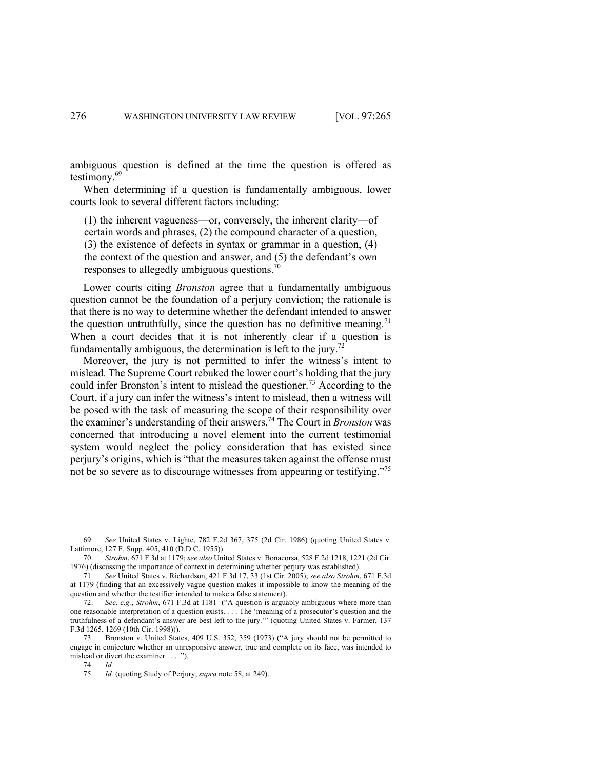ambiguous question is defined at the time the question is offered as testimony.[69]

When determining if a question is fundamentally ambiguous, lower courts look to several different factors including:

> (1) the inherent vagueness—or, conversely, the inherent clarity—of certain words and phrases, (2) the compound character of a question, (3) the existence of defects in syntax or grammar in a question, (4) the context of the question and answer, and (5) the defendant's own responses to allegedly ambiguous questions.[70]

Lower courts citing *Bronston* agree that a fundamentally ambiguous question cannot be the foundation of a perjury conviction; the rationale is that there is no way to determine whether the defendant intended to answer the question untruthfully, since the question has no definitive meaning.[71] When a court decides that it is not inherently clear if a question is fundamentally ambiguous, the determination is left to the jury.[72]

Moreover, the jury is not permitted to infer the witness's intent to mislead. The Supreme Court rebuked the lower court's holding that the jury could infer Bronston's intent to mislead the questioner.[73] According to the Court, if a jury can infer the witness's intent to mislead, then a witness will be posed with the task of measuring the scope of their responsibility over the examiner's understanding of their answers.[74] The Court in *Bronston* was concerned that introducing a novel element into the current testimonial system would neglect the policy consideration that has existed since perjury's origins, which is "that the measures taken against the offense must not be so severe as to discourage witnesses from appearing or testifying."[75]

---

69. *See* United States v. Lighte, 782 F.2d 367, 375 (2d Cir. 1986) (quoting United States v. Lattimore, 127 F. Supp. 405, 410 (D.D.C. 1955)).

70. *Strohm*, 671 F.3d at 1179; *see also* United States v. Bonacorsa, 528 F.2d 1218, 1221 (2d Cir. 1976) (discussing the importance of context in determining whether perjury was established).

71. *See* United States v. Richardson, 421 F.3d 17, 33 (1st Cir. 2005); *see also Strohm*, 671 F.3d at 1179 (finding that an excessively vague question makes it impossible to know the meaning of the question and whether the testifier intended to make a false statement).

72. *See, e.g.*, *Strohm*, 671 F.3d at 1181 ("A question is arguably ambiguous where more than one reasonable interpretation of a question exists. . . . The 'meaning of a prosecutor's question and the truthfulness of a defendant's answer are best left to the jury.'" (quoting United States v. Farmer, 137 F.3d 1265, 1269 (10th Cir. 1998))).

73. Bronston v. United States, 409 U.S. 352, 359 (1973) ("A jury should not be permitted to engage in conjecture whether an unresponsive answer, true and complete on its face, was intended to mislead or divert the examiner . . . .").

74. *Id.*

75. *Id.* (quoting Study of Perjury, *supra* note 58, at 249).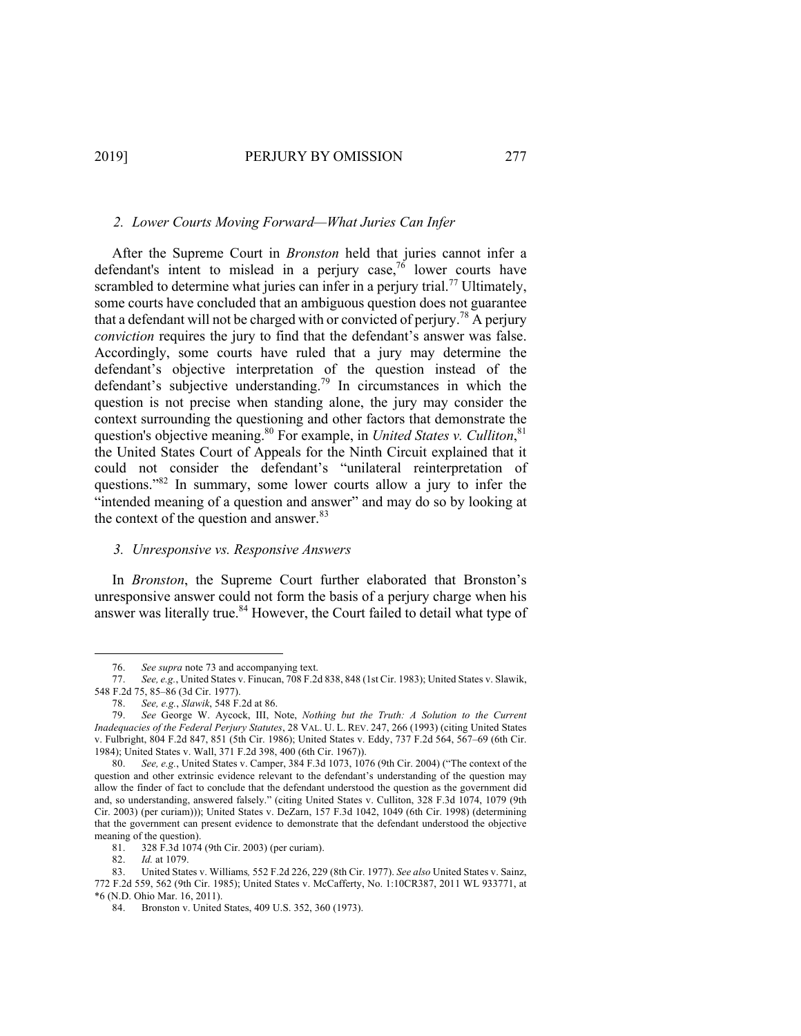### 2. *Lower Courts Moving Forward—What Juries Can Infer*

After the Supreme Court in *Bronston* held that juries cannot infer a defendant's intent to mislead in a perjury case,[76] lower courts have scrambled to determine what juries can infer in a perjury trial.[77] Ultimately, some courts have concluded that an ambiguous question does not guarantee that a defendant will not be charged with or convicted of perjury.[78] A perjury *conviction* requires the jury to find that the defendant's answer was false. Accordingly, some courts have ruled that a jury may determine the defendant's objective interpretation of the question instead of the defendant's subjective understanding.[79] In circumstances in which the question is not precise when standing alone, the jury may consider the context surrounding the questioning and other factors that demonstrate the question's objective meaning.[80] For example, in *United States v. Culliton*,[81] the United States Court of Appeals for the Ninth Circuit explained that it could not consider the defendant's "unilateral reinterpretation of questions."[82] In summary, some lower courts allow a jury to infer the "intended meaning of a question and answer" and may do so by looking at the context of the question and answer.[83]

### 3. *Unresponsive vs. Responsive Answers*

In *Bronston*, the Supreme Court further elaborated that Bronston's unresponsive answer could not form the basis of a perjury charge when his answer was literally true.[84] However, the Court failed to detail what type of

---

76. *See supra* note 73 and accompanying text.

77. *See, e.g.*, United States v. Finucan, 708 F.2d 838, 848 (1st Cir. 1983); United States v. Slawik, 548 F.2d 75, 85–86 (3d Cir. 1977).

78. *See, e.g.*, *Slawik*, 548 F.2d at 86.

79. *See* George W. Aycock, III, Note, *Nothing but the Truth: A Solution to the Current Inadequacies of the Federal Perjury Statutes*, 28 VAL. U. L. REV. 247, 266 (1993) (citing United States v. Fulbright, 804 F.2d 847, 851 (5th Cir. 1986); United States v. Eddy, 737 F.2d 564, 567–69 (6th Cir. 1984); United States v. Wall, 371 F.2d 398, 400 (6th Cir. 1967)).

80. *See, e.g.*, United States v. Camper, 384 F.3d 1073, 1076 (9th Cir. 2004) ("The context of the question and other extrinsic evidence relevant to the defendant's understanding of the question may allow the finder of fact to conclude that the defendant understood the question as the government did and, so understanding, answered falsely." (citing United States v. Culliton, 328 F.3d 1074, 1079 (9th Cir. 2003) (per curiam))); United States v. DeZarn, 157 F.3d 1042, 1049 (6th Cir. 1998) (determining that the government can present evidence to demonstrate that the defendant understood the objective meaning of the question).

81. 328 F.3d 1074 (9th Cir. 2003) (per curiam).

82. *Id.* at 1079.

83. United States v. Williams*,* 552 F.2d 226, 229 (8th Cir. 1977). *See also* United States v. Sainz, 772 F.2d 559, 562 (9th Cir. 1985); United States v. McCafferty, No. 1:10CR387, 2011 WL 933771, at *6 (N.D. Ohio Mar. 16, 2011).

84. Bronston v. United States, 409 U.S. 352, 360 (1973).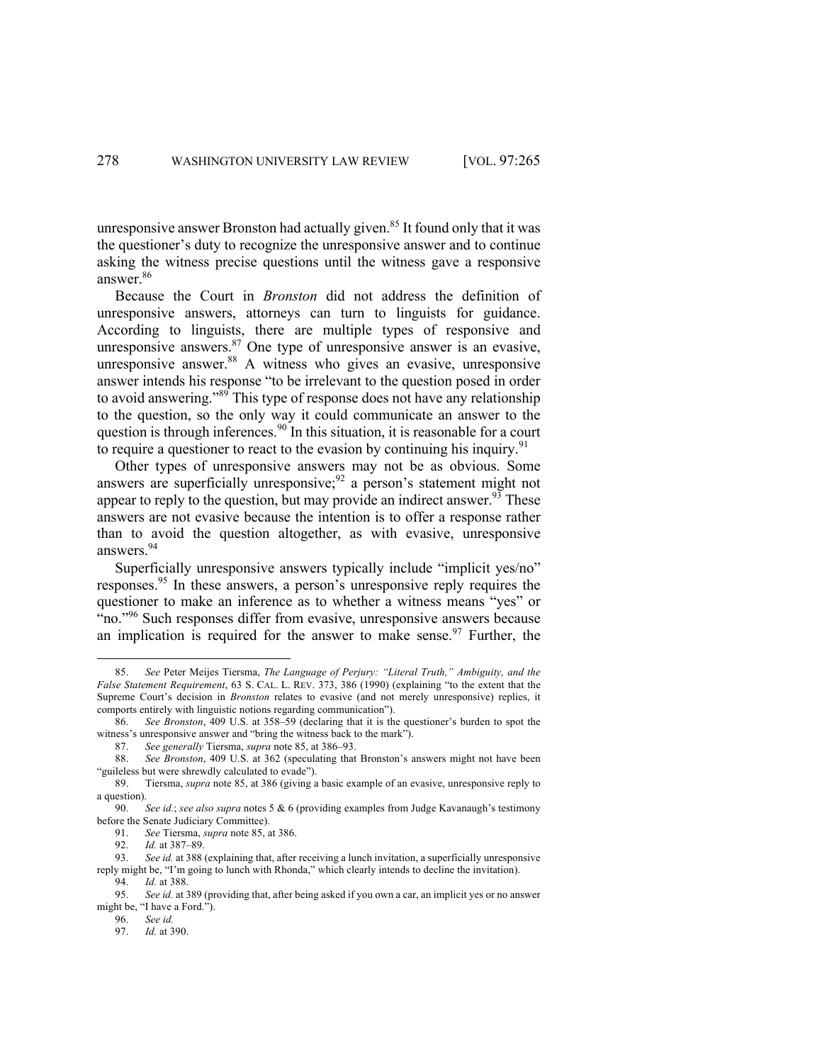unresponsive answer Bronston had actually given.[85] It found only that it was the questioner's duty to recognize the unresponsive answer and to continue asking the witness precise questions until the witness gave a responsive answer.[86]

Because the Court in *Bronston* did not address the definition of unresponsive answers, attorneys can turn to linguists for guidance. According to linguists, there are multiple types of responsive and unresponsive answers.[87] One type of unresponsive answer is an evasive, unresponsive answer.[88] A witness who gives an evasive, unresponsive answer intends his response "to be irrelevant to the question posed in order to avoid answering."[89] This type of response does not have any relationship to the question, so the only way it could communicate an answer to the question is through inferences.[90] In this situation, it is reasonable for a court to require a questioner to react to the evasion by continuing his inquiry.[91]

Other types of unresponsive answers may not be as obvious. Some answers are superficially unresponsive;[92] a person's statement might not appear to reply to the question, but may provide an indirect answer.[93] These answers are not evasive because the intention is to offer a response rather than to avoid the question altogether, as with evasive, unresponsive answers.[94]

Superficially unresponsive answers typically include "implicit yes/no" responses.[95] In these answers, a person's unresponsive reply requires the questioner to make an inference as to whether a witness means "yes" or "no."[96] Such responses differ from evasive, unresponsive answers because an implication is required for the answer to make sense.[97] Further, the

---

85. *See* Peter Meijes Tiersma, *The Language of Perjury: "Literal Truth," Ambiguity, and the False Statement Requirement*, 63 S. CAL. L. REV. 373, 386 (1990) (explaining "to the extent that the Supreme Court's decision in *Bronston* relates to evasive (and not merely unresponsive) replies, it comports entirely with linguistic notions regarding communication").

86. *See Bronston*, 409 U.S. at 358–59 (declaring that it is the questioner's burden to spot the witness's unresponsive answer and "bring the witness back to the mark").

87. *See generally* Tiersma, *supra* note 85, at 386–93.

88. *See Bronston*, 409 U.S. at 362 (speculating that Bronston's answers might not have been "guileless but were shrewdly calculated to evade").

89. Tiersma, *supra* note 85, at 386 (giving a basic example of an evasive, unresponsive reply to a question).

90. *See id.*; *see also supra* notes 5 & 6 (providing examples from Judge Kavanaugh's testimony before the Senate Judiciary Committee).

91. *See* Tiersma, *supra* note 85, at 386.

92. *Id.* at 387–89.

93. *See id.* at 388 (explaining that, after receiving a lunch invitation, a superficially unresponsive reply might be, "I'm going to lunch with Rhonda," which clearly intends to decline the invitation).

94. *Id.* at 388.

95. *See id.* at 389 (providing that, after being asked if you own a car, an implicit yes or no answer might be, "I have a Ford.").

96. *See id.*

97. *Id.* at 390.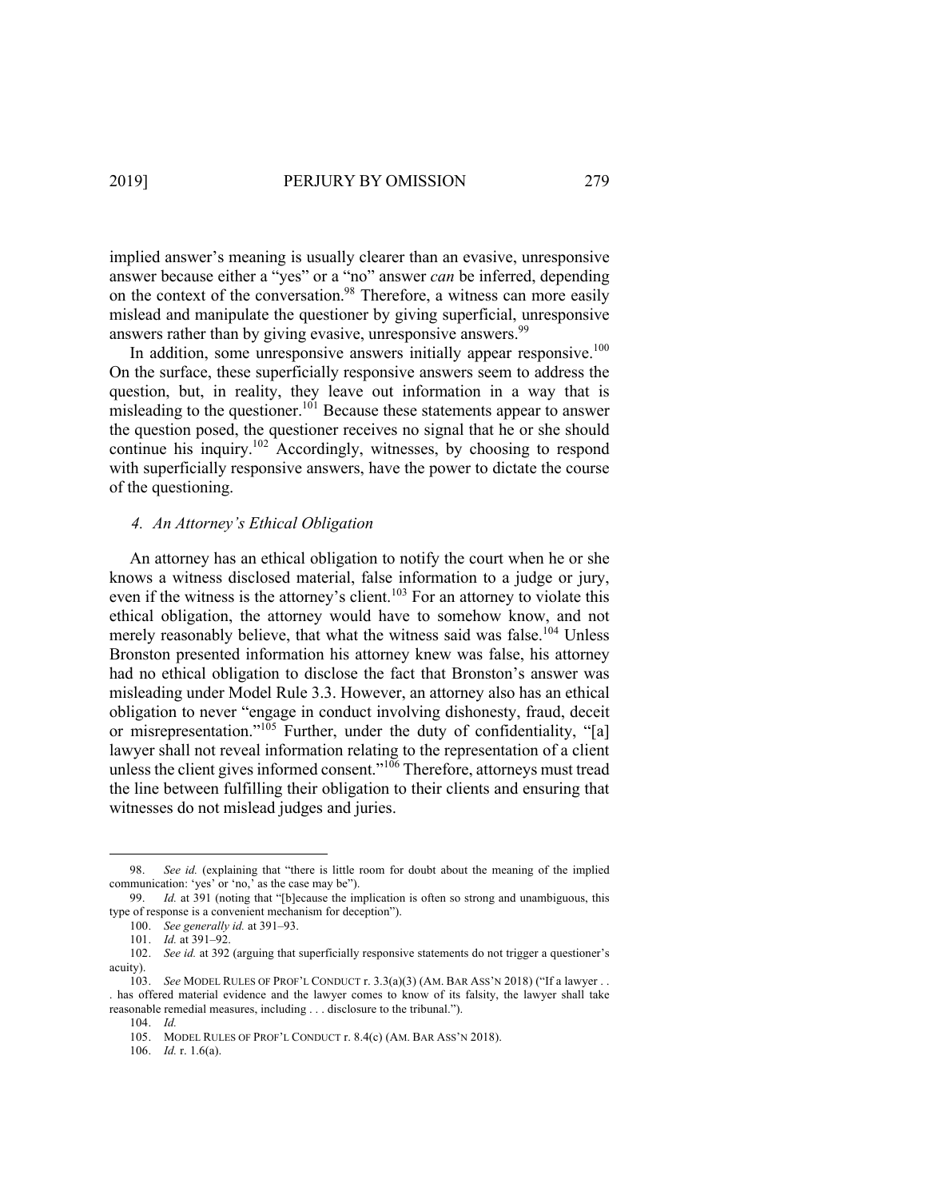implied answer's meaning is usually clearer than an evasive, unresponsive answer because either a "yes" or a "no" answer *can* be inferred, depending on the context of the conversation.[98] Therefore, a witness can more easily mislead and manipulate the questioner by giving superficial, unresponsive answers rather than by giving evasive, unresponsive answers.[99]

In addition, some unresponsive answers initially appear responsive.[100] On the surface, these superficially responsive answers seem to address the question, but, in reality, they leave out information in a way that is misleading to the questioner.[101] Because these statements appear to answer the question posed, the questioner receives no signal that he or she should continue his inquiry.[102] Accordingly, witnesses, by choosing to respond with superficially responsive answers, have the power to dictate the course of the questioning.

#### *4. An Attorney's Ethical Obligation*

An attorney has an ethical obligation to notify the court when he or she knows a witness disclosed material, false information to a judge or jury, even if the witness is the attorney's client.[103] For an attorney to violate this ethical obligation, the attorney would have to somehow know, and not merely reasonably believe, that what the witness said was false.[104] Unless Bronston presented information his attorney knew was false, his attorney had no ethical obligation to disclose the fact that Bronston's answer was misleading under Model Rule 3.3. However, an attorney also has an ethical obligation to never "engage in conduct involving dishonesty, fraud, deceit or misrepresentation."[105] Further, under the duty of confidentiality, "[a] lawyer shall not reveal information relating to the representation of a client unless the client gives informed consent."[106] Therefore, attorneys must tread the line between fulfilling their obligation to their clients and ensuring that witnesses do not mislead judges and juries.

---

98. *See id.* (explaining that "there is little room for doubt about the meaning of the implied communication: 'yes' or 'no,' as the case may be").

99. *Id.* at 391 (noting that "[b]ecause the implication is often so strong and unambiguous, this type of response is a convenient mechanism for deception").

100. *See generally id.* at 391–93.

101. *Id.* at 391–92.

102. *See id.* at 392 (arguing that superficially responsive statements do not trigger a questioner's acuity).

103. *See* MODEL RULES OF PROF'L CONDUCT r. 3.3(a)(3) (AM. BAR ASS'N 2018) ("If a lawyer . . . has offered material evidence and the lawyer comes to know of its falsity, the lawyer shall take reasonable remedial measures, including . . . disclosure to the tribunal.").

104. *Id.*

105. MODEL RULES OF PROF'L CONDUCT r. 8.4(c) (AM. BAR ASS'N 2018).

106. *Id.* r. 1.6(a).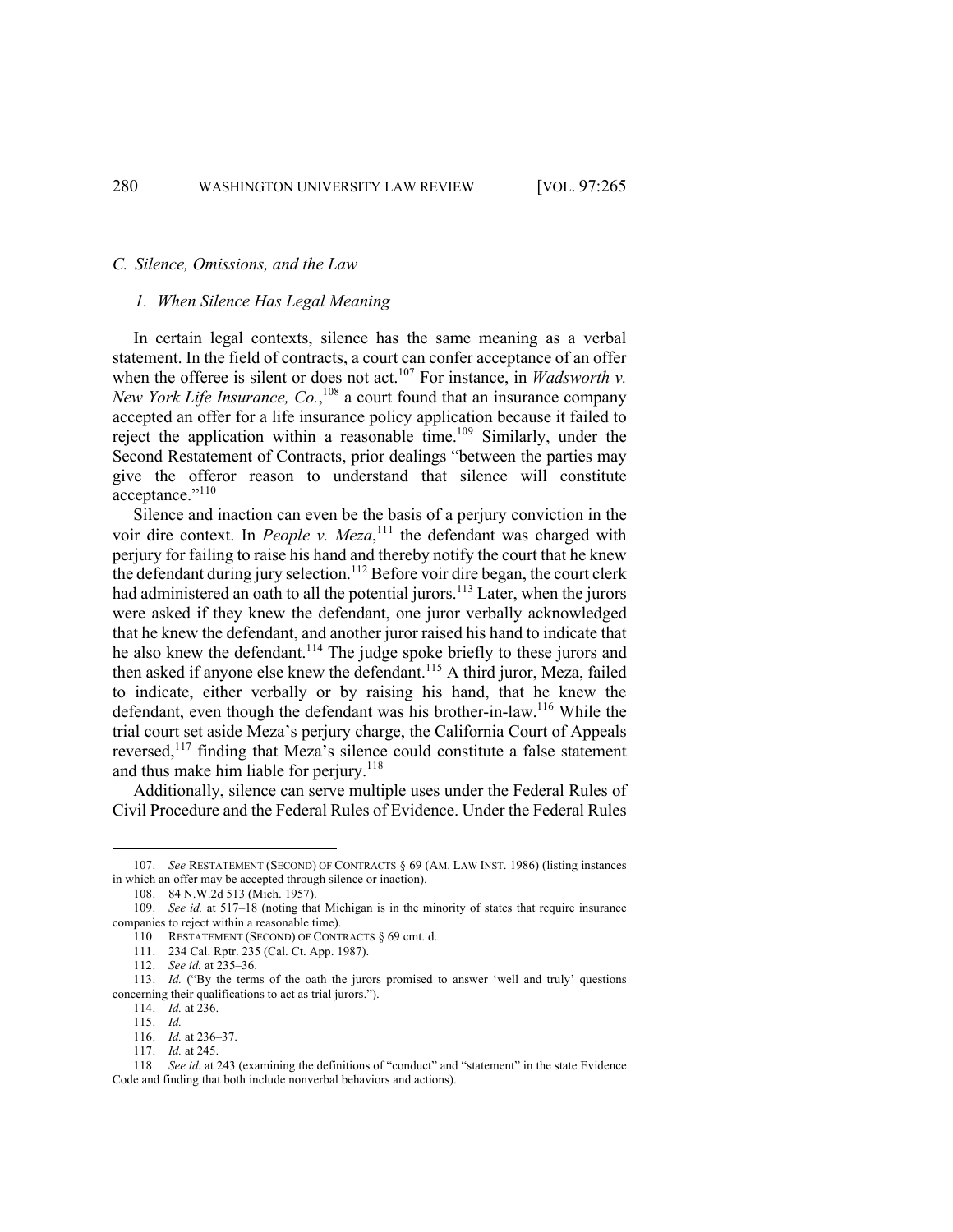### *C. Silence, Omissions, and the Law*

#### *1. When Silence Has Legal Meaning*

In certain legal contexts, silence has the same meaning as a verbal statement. In the field of contracts, a court can confer acceptance of an offer when the offeree is silent or does not act.[107] For instance, in *Wadsworth v. New York Life Insurance, Co.*,[108] a court found that an insurance company accepted an offer for a life insurance policy application because it failed to reject the application within a reasonable time.[109] Similarly, under the Second Restatement of Contracts, prior dealings "between the parties may give the offeror reason to understand that silence will constitute acceptance."[110]

Silence and inaction can even be the basis of a perjury conviction in the voir dire context. In *People v. Meza*,[111] the defendant was charged with perjury for failing to raise his hand and thereby notify the court that he knew the defendant during jury selection.[112] Before voir dire began, the court clerk had administered an oath to all the potential jurors.[113] Later, when the jurors were asked if they knew the defendant, one juror verbally acknowledged that he knew the defendant, and another juror raised his hand to indicate that he also knew the defendant.[114] The judge spoke briefly to these jurors and then asked if anyone else knew the defendant.[115] A third juror, Meza, failed to indicate, either verbally or by raising his hand, that he knew the defendant, even though the defendant was his brother-in-law.[116] While the trial court set aside Meza's perjury charge, the California Court of Appeals reversed,[117] finding that Meza's silence could constitute a false statement and thus make him liable for perjury.[118]

Additionally, silence can serve multiple uses under the Federal Rules of Civil Procedure and the Federal Rules of Evidence. Under the Federal Rules

---

107. *See* RESTATEMENT (SECOND) OF CONTRACTS § 69 (AM. LAW INST. 1986) (listing instances in which an offer may be accepted through silence or inaction).

108. 84 N.W.2d 513 (Mich. 1957).

109. *See id.* at 517–18 (noting that Michigan is in the minority of states that require insurance companies to reject within a reasonable time).

110. RESTATEMENT (SECOND) OF CONTRACTS § 69 cmt. d.

111. 234 Cal. Rptr. 235 (Cal. Ct. App. 1987).

112. *See id.* at 235–36.

113. *Id.* ("By the terms of the oath the jurors promised to answer 'well and truly' questions concerning their qualifications to act as trial jurors.").

114. *Id.* at 236.

115. *Id.*

116. *Id.* at 236–37.

117. *Id.* at 245.

118. *See id.* at 243 (examining the definitions of "conduct" and "statement" in the state Evidence Code and finding that both include nonverbal behaviors and actions).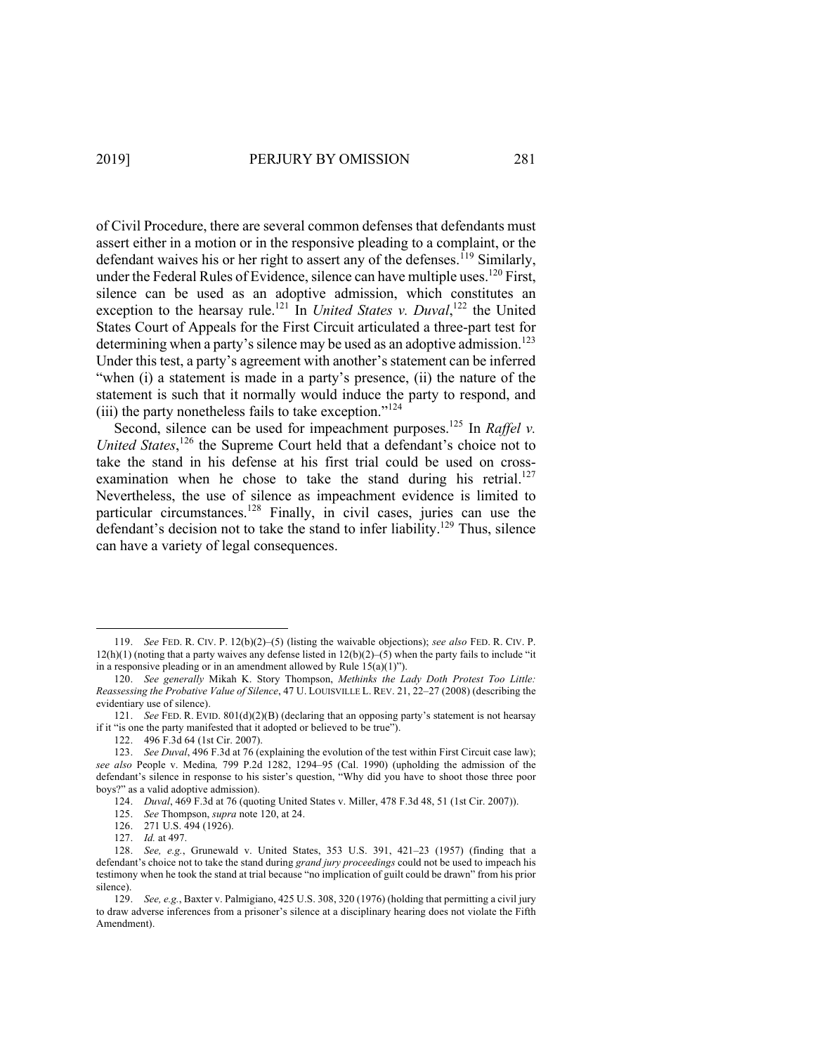of Civil Procedure, there are several common defenses that defendants must assert either in a motion or in the responsive pleading to a complaint, or the defendant waives his or her right to assert any of the defenses.[119] Similarly, under the Federal Rules of Evidence, silence can have multiple uses.[120] First, silence can be used as an adoptive admission, which constitutes an exception to the hearsay rule.[121] In *United States v. Duval*,[122] the United States Court of Appeals for the First Circuit articulated a three-part test for determining when a party's silence may be used as an adoptive admission.[123] Under this test, a party's agreement with another's statement can be inferred "when (i) a statement is made in a party's presence, (ii) the nature of the statement is such that it normally would induce the party to respond, and (iii) the party nonetheless fails to take exception."[124]

Second, silence can be used for impeachment purposes.[125] In *Raffel v. United States*,[126] the Supreme Court held that a defendant's choice not to take the stand in his defense at his first trial could be used on cross-examination when he chose to take the stand during his retrial.[127] Nevertheless, the use of silence as impeachment evidence is limited to particular circumstances.[128] Finally, in civil cases, juries can use the defendant's decision not to take the stand to infer liability.[129] Thus, silence can have a variety of legal consequences.

---

119. *See* FED. R. CIV. P. 12(b)(2)–(5) (listing the waivable objections); *see also* FED. R. CIV. P. 12(h)(1) (noting that a party waives any defense listed in 12(b)(2)–(5) when the party fails to include "it in a responsive pleading or in an amendment allowed by Rule 15(a)(1)").

120. *See generally* Mikah K. Story Thompson, *Methinks the Lady Doth Protest Too Little: Reassessing the Probative Value of Silence*, 47 U. LOUISVILLE L. REV. 21, 22–27 (2008) (describing the evidentiary use of silence).

121. *See* FED. R. EVID. 801(d)(2)(B) (declaring that an opposing party's statement is not hearsay if it "is one the party manifested that it adopted or believed to be true").

122. 496 F.3d 64 (1st Cir. 2007).

123. *See Duval*, 496 F.3d at 76 (explaining the evolution of the test within First Circuit case law); *see also* People v. Medina, 799 P.2d 1282, 1294–95 (Cal. 1990) (upholding the admission of the defendant's silence in response to his sister's question, "Why did you have to shoot those three poor boys?" as a valid adoptive admission).

124. *Duval*, 469 F.3d at 76 (quoting United States v. Miller, 478 F.3d 48, 51 (1st Cir. 2007)).

125. *See* Thompson, *supra* note 120, at 24.

126. 271 U.S. 494 (1926).

127. *Id.* at 497.

128. *See, e.g.*, Grunewald v. United States, 353 U.S. 391, 421–23 (1957) (finding that a defendant's choice not to take the stand during *grand jury proceedings* could not be used to impeach his testimony when he took the stand at trial because "no implication of guilt could be drawn" from his prior silence).

129. *See, e.g.*, Baxter v. Palmigiano, 425 U.S. 308, 320 (1976) (holding that permitting a civil jury to draw adverse inferences from a prisoner's silence at a disciplinary hearing does not violate the Fifth Amendment).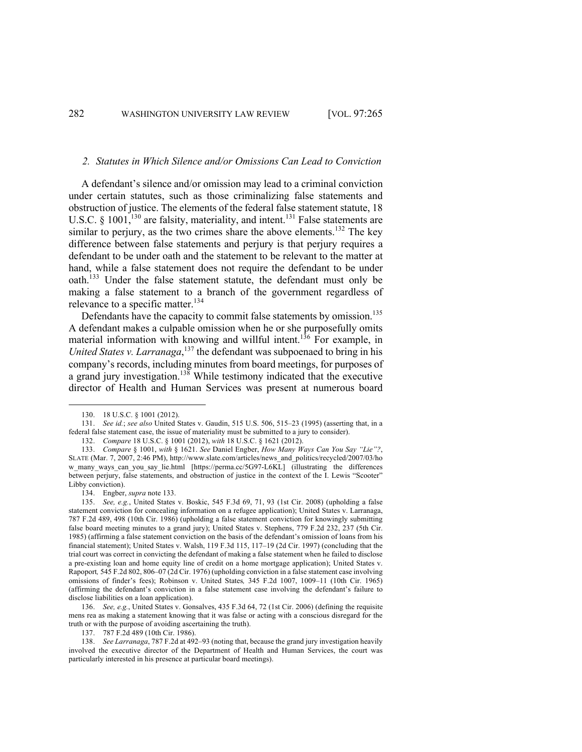### 2. *Statutes in Which Silence and/or Omissions Can Lead to Conviction*

A defendant's silence and/or omission may lead to a criminal conviction under certain statutes, such as those criminalizing false statements and obstruction of justice. The elements of the federal false statement statute, 18 U.S.C. § 1001,[130] are falsity, materiality, and intent.[131] False statements are similar to perjury, as the two crimes share the above elements.[132] The key difference between false statements and perjury is that perjury requires a defendant to be under oath and the statement to be relevant to the matter at hand, while a false statement does not require the defendant to be under oath.[133] Under the false statement statute, the defendant must only be making a false statement to a branch of the government regardless of relevance to a specific matter.[134]

Defendants have the capacity to commit false statements by omission.[135] A defendant makes a culpable omission when he or she purposefully omits material information with knowing and willful intent.[136] For example, in *United States v. Larranaga*,[137] the defendant was subpoenaed to bring in his company's records, including minutes from board meetings, for purposes of a grand jury investigation.[138] While testimony indicated that the executive director of Health and Human Services was present at numerous board

---

130. 18 U.S.C. § 1001 (2012).

131. *See id.*; *see also* United States v. Gaudin, 515 U.S. 506, 515–23 (1995) (asserting that, in a federal false statement case, the issue of materiality must be submitted to a jury to consider).

132. *Compare* 18 U.S.C. § 1001 (2012), *with* 18 U.S.C. § 1621 (2012).

133. *Compare* § 1001, *with* § 1621. *See* Daniel Engber, *How Many Ways Can You Say "Lie"?*, SLATE (Mar. 7, 2007, 2:46 PM), http://www.slate.com/articles/news_and_politics/recycled/2007/03/how_many_ways_can_you_say_lie.html [https://perma.cc/5G97-L6KL] (illustrating the differences between perjury, false statements, and obstruction of justice in the context of the I. Lewis "Scooter" Libby conviction).

134. Engber, *supra* note 133.

135. *See, e.g.*, United States v. Boskic, 545 F.3d 69, 71, 93 (1st Cir. 2008) (upholding a false statement conviction for concealing information on a refugee application); United States v. Larranaga, 787 F.2d 489, 498 (10th Cir. 1986) (upholding a false statement conviction for knowingly submitting false board meeting minutes to a grand jury); United States v. Stephens, 779 F.2d 232, 237 (5th Cir. 1985) (affirming a false statement conviction on the basis of the defendant's omission of loans from his financial statement); United States v. Walsh, 119 F.3d 115, 117–19 (2d Cir. 1997) (concluding that the trial court was correct in convicting the defendant of making a false statement when he failed to disclose a pre-existing loan and home equity line of credit on a home mortgage application); United States v. Rapoport*,* 545 F.2d 802, 806–07 (2d Cir. 1976) (upholding conviction in a false statement case involving omissions of finder's fees); Robinson v. United States*,* 345 F.2d 1007, 1009–11 (10th Cir. 1965) (affirming the defendant's conviction in a false statement case involving the defendant's failure to disclose liabilities on a loan application).

136. *See, e.g.*, United States v. Gonsalves, 435 F.3d 64, 72 (1st Cir. 2006) (defining the requisite mens rea as making a statement knowing that it was false or acting with a conscious disregard for the truth or with the purpose of avoiding ascertaining the truth).

137. 787 F.2d 489 (10th Cir. 1986).

138. *See Larranaga*, 787 F.2d at 492–93 (noting that, because the grand jury investigation heavily involved the executive director of the Department of Health and Human Services, the court was particularly interested in his presence at particular board meetings).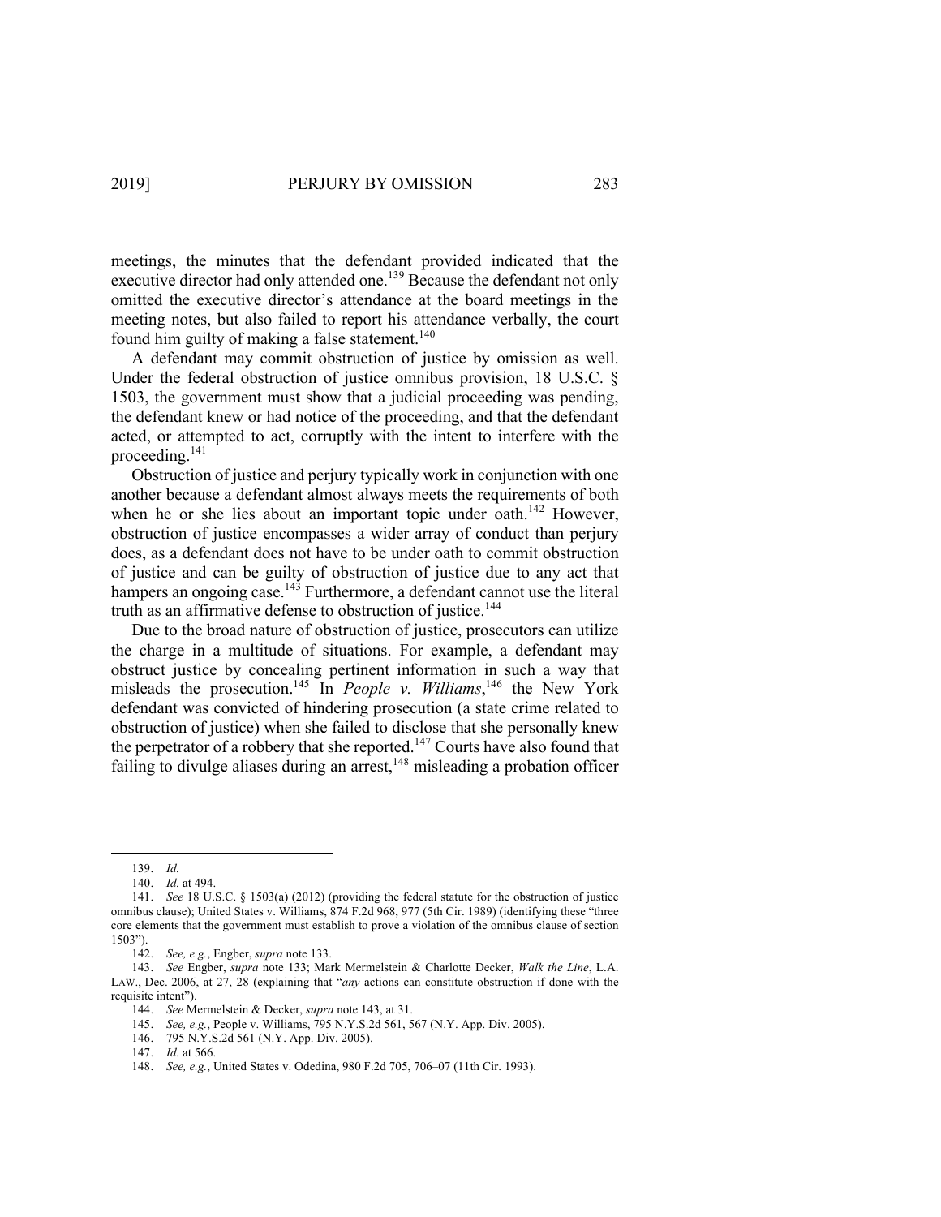meetings, the minutes that the defendant provided indicated that the executive director had only attended one.[139] Because the defendant not only omitted the executive director's attendance at the board meetings in the meeting notes, but also failed to report his attendance verbally, the court found him guilty of making a false statement.[140]

A defendant may commit obstruction of justice by omission as well. Under the federal obstruction of justice omnibus provision, 18 U.S.C. § 1503, the government must show that a judicial proceeding was pending, the defendant knew or had notice of the proceeding, and that the defendant acted, or attempted to act, corruptly with the intent to interfere with the proceeding.[141]

Obstruction of justice and perjury typically work in conjunction with one another because a defendant almost always meets the requirements of both when he or she lies about an important topic under oath.[142] However, obstruction of justice encompasses a wider array of conduct than perjury does, as a defendant does not have to be under oath to commit obstruction of justice and can be guilty of obstruction of justice due to any act that hampers an ongoing case.[143] Furthermore, a defendant cannot use the literal truth as an affirmative defense to obstruction of justice.[144]

Due to the broad nature of obstruction of justice, prosecutors can utilize the charge in a multitude of situations. For example, a defendant may obstruct justice by concealing pertinent information in such a way that misleads the prosecution.[145] In *People v. Williams*,[146] the New York defendant was convicted of hindering prosecution (a state crime related to obstruction of justice) when she failed to disclose that she personally knew the perpetrator of a robbery that she reported.[147] Courts have also found that failing to divulge aliases during an arrest,[148] misleading a probation officer

---

139. *Id.*

140. *Id.* at 494.

141. *See* 18 U.S.C. § 1503(a) (2012) (providing the federal statute for the obstruction of justice omnibus clause); United States v. Williams, 874 F.2d 968, 977 (5th Cir. 1989) (identifying these "three core elements that the government must establish to prove a violation of the omnibus clause of section 1503").

142. *See, e.g.*, Engber, *supra* note 133.

143. *See* Engber, *supra* note 133; Mark Mermelstein & Charlotte Decker, *Walk the Line*, L.A. LAW., Dec. 2006, at 27, 28 (explaining that "*any* actions can constitute obstruction if done with the requisite intent").

144. *See* Mermelstein & Decker, *supra* note 143, at 31.

145. *See, e.g.*, People v. Williams, 795 N.Y.S.2d 561, 567 (N.Y. App. Div. 2005).

146. 795 N.Y.S.2d 561 (N.Y. App. Div. 2005).

147. *Id.* at 566.

148. *See, e.g.*, United States v. Odedina, 980 F.2d 705, 706–07 (11th Cir. 1993).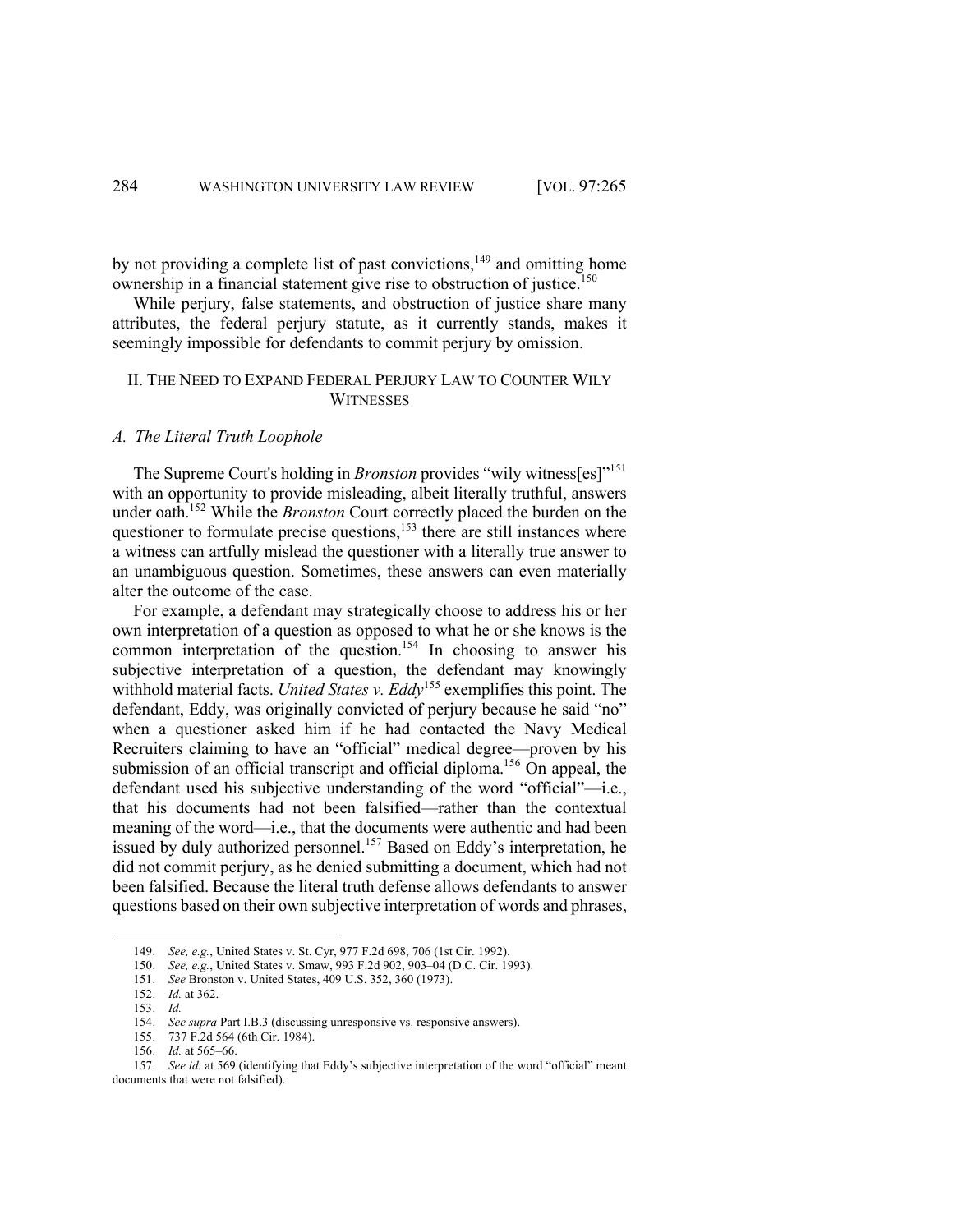by not providing a complete list of past convictions,[149] and omitting home ownership in a financial statement give rise to obstruction of justice.[150]

While perjury, false statements, and obstruction of justice share many attributes, the federal perjury statute, as it currently stands, makes it seemingly impossible for defendants to commit perjury by omission.

## II. THE NEED TO EXPAND FEDERAL PERJURY LAW TO COUNTER WILY WITNESSES

### *A. The Literal Truth Loophole*

The Supreme Court's holding in *Bronston* provides "wily witness[es]"[151] with an opportunity to provide misleading, albeit literally truthful, answers under oath.[152] While the *Bronston* Court correctly placed the burden on the questioner to formulate precise questions,[153] there are still instances where a witness can artfully mislead the questioner with a literally true answer to an unambiguous question. Sometimes, these answers can even materially alter the outcome of the case.

For example, a defendant may strategically choose to address his or her own interpretation of a question as opposed to what he or she knows is the common interpretation of the question.[154] In choosing to answer his subjective interpretation of a question, the defendant may knowingly withhold material facts. *United States v. Eddy*[155] exemplifies this point. The defendant, Eddy, was originally convicted of perjury because he said "no" when a questioner asked him if he had contacted the Navy Medical Recruiters claiming to have an "official" medical degree—proven by his submission of an official transcript and official diploma.[156] On appeal, the defendant used his subjective understanding of the word "official"—i.e., that his documents had not been falsified—rather than the contextual meaning of the word—i.e., that the documents were authentic and had been issued by duly authorized personnel.[157] Based on Eddy's interpretation, he did not commit perjury, as he denied submitting a document, which had not been falsified. Because the literal truth defense allows defendants to answer questions based on their own subjective interpretation of words and phrases,

---

149. *See, e.g.*, United States v. St. Cyr, 977 F.2d 698, 706 (1st Cir. 1992).

150. *See, e.g.*, United States v. Smaw, 993 F.2d 902, 903–04 (D.C. Cir. 1993).

151. *See* Bronston v. United States, 409 U.S. 352, 360 (1973).

152. *Id.* at 362.

153. *Id.*

154. *See supra* Part I.B.3 (discussing unresponsive vs. responsive answers).

155. 737 F.2d 564 (6th Cir. 1984).

156. *Id.* at 565–66.

157. *See id.* at 569 (identifying that Eddy's subjective interpretation of the word "official" meant documents that were not falsified).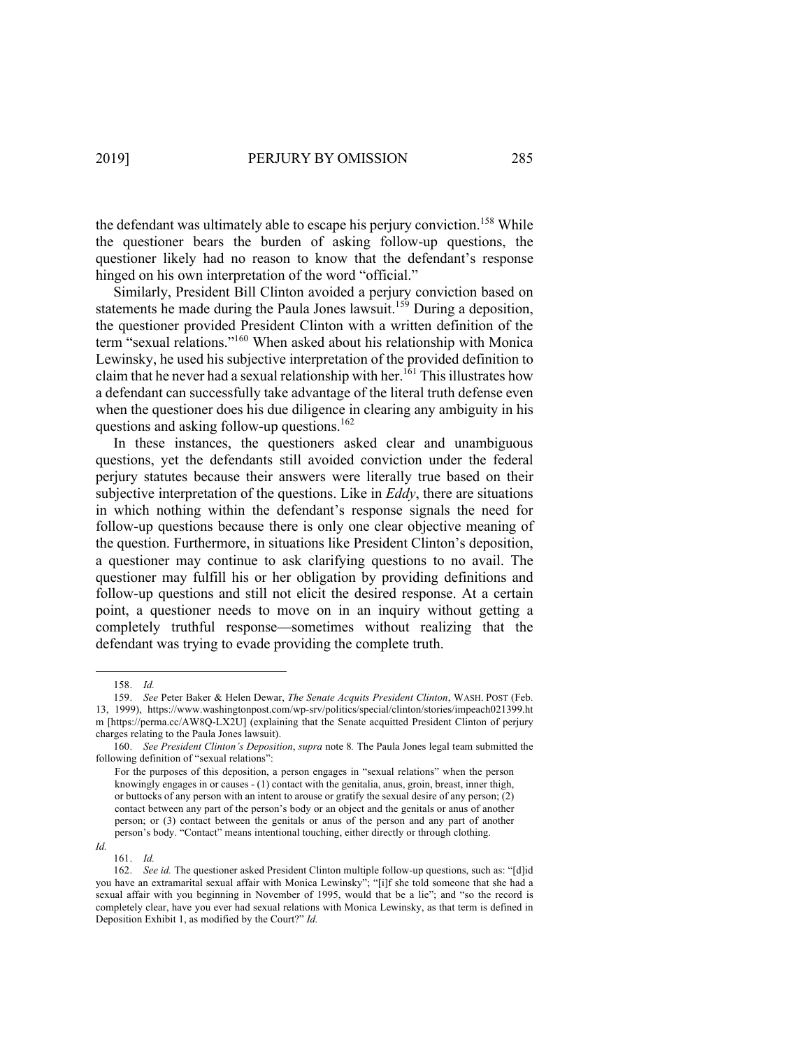the defendant was ultimately able to escape his perjury conviction.[158] While the questioner bears the burden of asking follow-up questions, the questioner likely had no reason to know that the defendant's response hinged on his own interpretation of the word "official."

Similarly, President Bill Clinton avoided a perjury conviction based on statements he made during the Paula Jones lawsuit.[159] During a deposition, the questioner provided President Clinton with a written definition of the term "sexual relations."[160] When asked about his relationship with Monica Lewinsky, he used his subjective interpretation of the provided definition to claim that he never had a sexual relationship with her.[161] This illustrates how a defendant can successfully take advantage of the literal truth defense even when the questioner does his due diligence in clearing any ambiguity in his questions and asking follow-up questions.[162]

In these instances, the questioners asked clear and unambiguous questions, yet the defendants still avoided conviction under the federal perjury statutes because their answers were literally true based on their subjective interpretation of the questions. Like in *Eddy*, there are situations in which nothing within the defendant's response signals the need for follow-up questions because there is only one clear objective meaning of the question. Furthermore, in situations like President Clinton's deposition, a questioner may continue to ask clarifying questions to no avail. The questioner may fulfill his or her obligation by providing definitions and follow-up questions and still not elicit the desired response. At a certain point, a questioner needs to move on in an inquiry without getting a completely truthful response—sometimes without realizing that the defendant was trying to evade providing the complete truth.

---

158. *Id.*

159. *See* Peter Baker & Helen Dewar, *The Senate Acquits President Clinton*, WASH. POST (Feb. 13, 1999), https://www.washingtonpost.com/wp-srv/politics/special/clinton/stories/impeach021399.htm [https://perma.cc/AW8Q-LX2U] (explaining that the Senate acquitted President Clinton of perjury charges relating to the Paula Jones lawsuit).

160. *See President Clinton's Deposition*, *supra* note 8. The Paula Jones legal team submitted the following definition of "sexual relations":

> For the purposes of this deposition, a person engages in "sexual relations" when the person knowingly engages in or causes - (1) contact with the genitalia, anus, groin, breast, inner thigh, or buttocks of any person with an intent to arouse or gratify the sexual desire of any person; (2) contact between any part of the person's body or an object and the genitals or anus of another person; or (3) contact between the genitals or anus of the person and any part of another person's body. "Contact" means intentional touching, either directly or through clothing.

*Id.*

161. *Id.*

162. *See id.* The questioner asked President Clinton multiple follow-up questions, such as: "[d]id you have an extramarital sexual affair with Monica Lewinsky"; "[i]f she told someone that she had a sexual affair with you beginning in November of 1995, would that be a lie"; and "so the record is completely clear, have you ever had sexual relations with Monica Lewinsky, as that term is defined in Deposition Exhibit 1, as modified by the Court?" *Id.*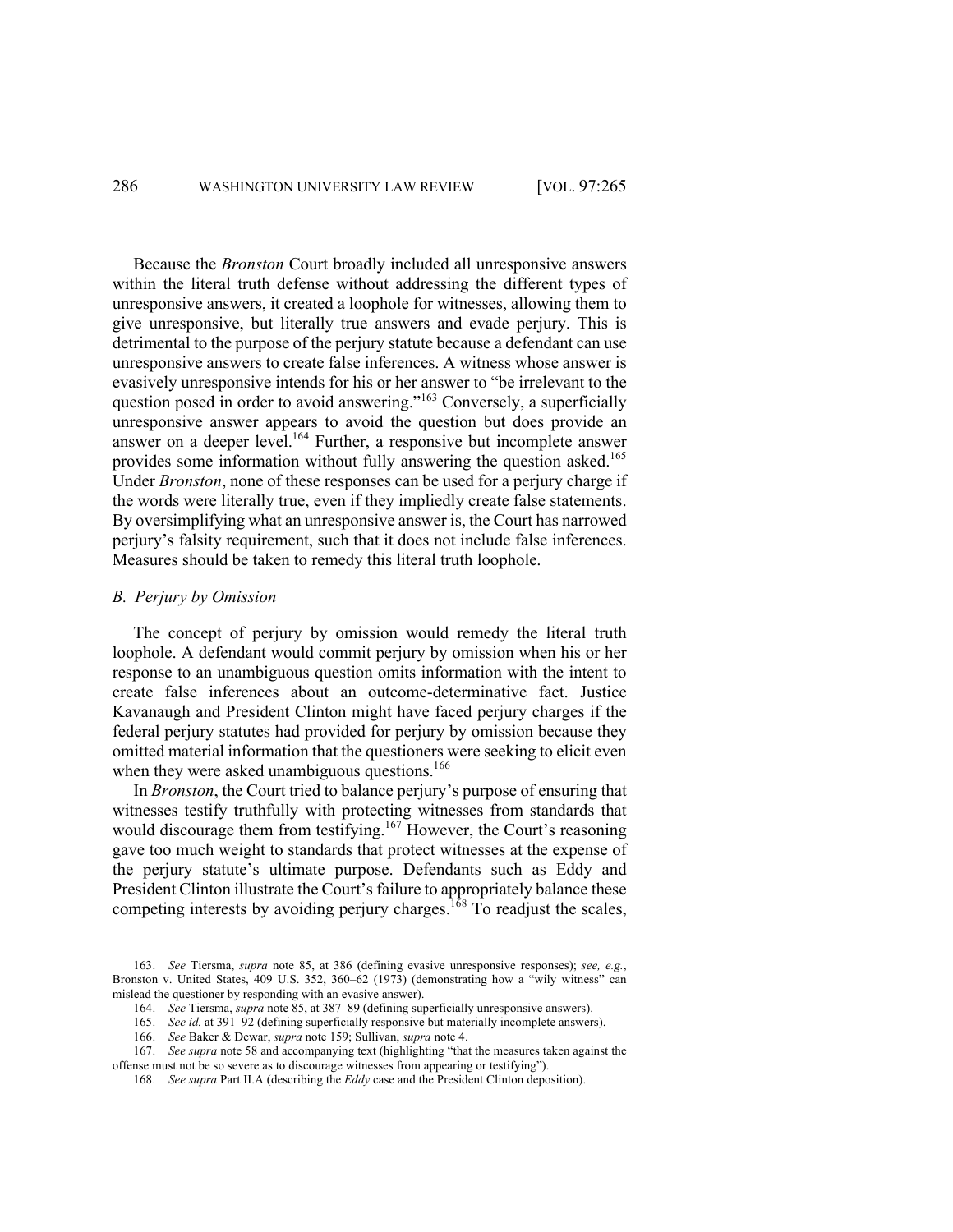Because the *Bronston* Court broadly included all unresponsive answers within the literal truth defense without addressing the different types of unresponsive answers, it created a loophole for witnesses, allowing them to give unresponsive, but literally true answers and evade perjury. This is detrimental to the purpose of the perjury statute because a defendant can use unresponsive answers to create false inferences. A witness whose answer is evasively unresponsive intends for his or her answer to "be irrelevant to the question posed in order to avoid answering."[163] Conversely, a superficially unresponsive answer appears to avoid the question but does provide an answer on a deeper level.[164] Further, a responsive but incomplete answer provides some information without fully answering the question asked.[165] Under *Bronston*, none of these responses can be used for a perjury charge if the words were literally true, even if they impliedly create false statements. By oversimplifying what an unresponsive answer is, the Court has narrowed perjury's falsity requirement, such that it does not include false inferences. Measures should be taken to remedy this literal truth loophole.

### *B. Perjury by Omission*

The concept of perjury by omission would remedy the literal truth loophole. A defendant would commit perjury by omission when his or her response to an unambiguous question omits information with the intent to create false inferences about an outcome-determinative fact. Justice Kavanaugh and President Clinton might have faced perjury charges if the federal perjury statutes had provided for perjury by omission because they omitted material information that the questioners were seeking to elicit even when they were asked unambiguous questions.[166]

In *Bronston*, the Court tried to balance perjury's purpose of ensuring that witnesses testify truthfully with protecting witnesses from standards that would discourage them from testifying.[167] However, the Court's reasoning gave too much weight to standards that protect witnesses at the expense of the perjury statute's ultimate purpose. Defendants such as Eddy and President Clinton illustrate the Court's failure to appropriately balance these competing interests by avoiding perjury charges.[168] To readjust the scales,

---

163. *See* Tiersma, *supra* note 85, at 386 (defining evasive unresponsive responses); *see, e.g.*, Bronston v. United States, 409 U.S. 352, 360–62 (1973) (demonstrating how a "wily witness" can mislead the questioner by responding with an evasive answer).

164. *See* Tiersma, *supra* note 85, at 387–89 (defining superficially unresponsive answers).

165. *See id.* at 391–92 (defining superficially responsive but materially incomplete answers).

166. *See* Baker & Dewar, *supra* note 159; Sullivan, *supra* note 4.

167. *See supra* note 58 and accompanying text (highlighting "that the measures taken against the offense must not be so severe as to discourage witnesses from appearing or testifying").

168. *See supra* Part II.A (describing the *Eddy* case and the President Clinton deposition).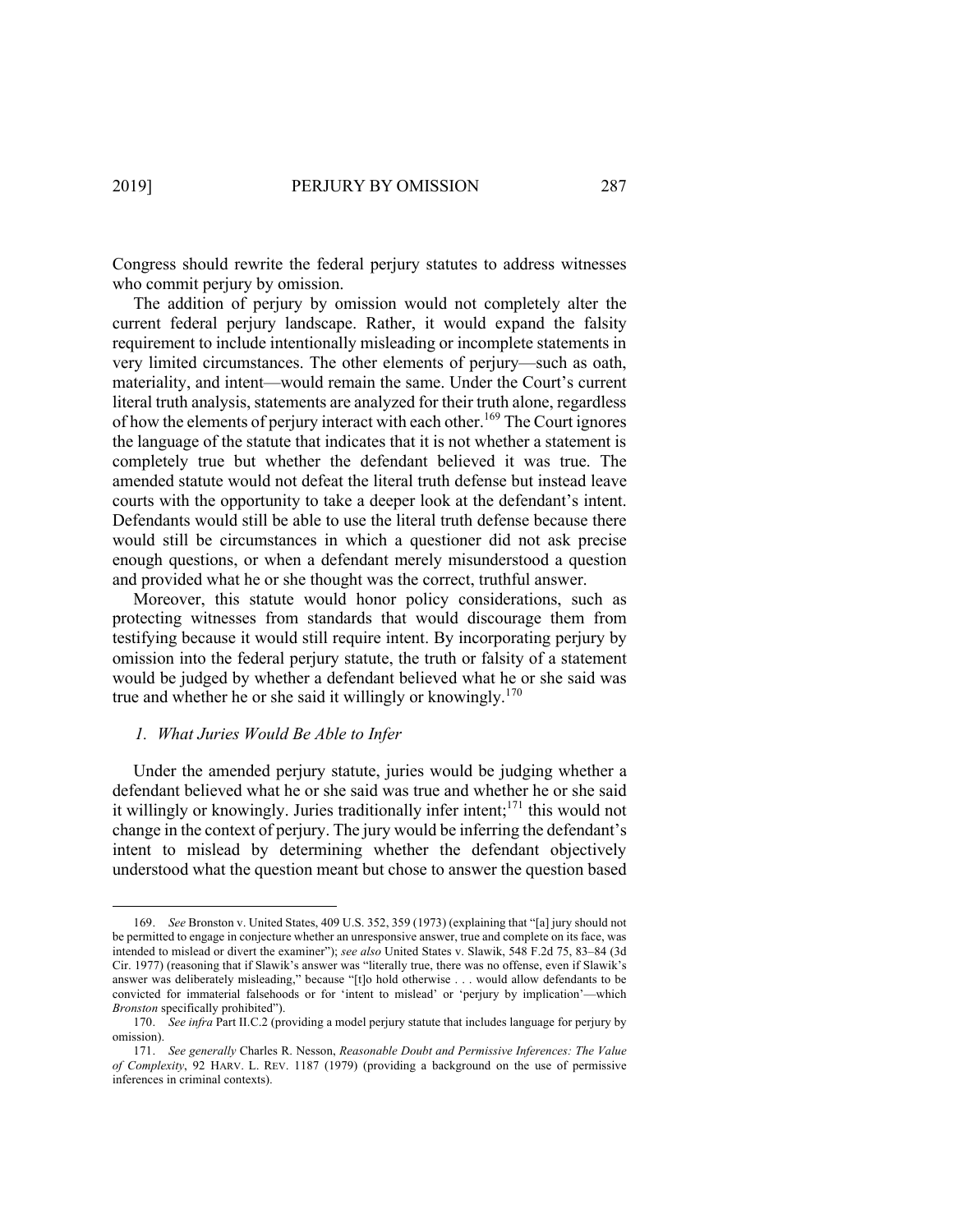Congress should rewrite the federal perjury statutes to address witnesses who commit perjury by omission.

The addition of perjury by omission would not completely alter the current federal perjury landscape. Rather, it would expand the falsity requirement to include intentionally misleading or incomplete statements in very limited circumstances. The other elements of perjury—such as oath, materiality, and intent—would remain the same. Under the Court's current literal truth analysis, statements are analyzed for their truth alone, regardless of how the elements of perjury interact with each other.[169] The Court ignores the language of the statute that indicates that it is not whether a statement is completely true but whether the defendant believed it was true. The amended statute would not defeat the literal truth defense but instead leave courts with the opportunity to take a deeper look at the defendant's intent. Defendants would still be able to use the literal truth defense because there would still be circumstances in which a questioner did not ask precise enough questions, or when a defendant merely misunderstood a question and provided what he or she thought was the correct, truthful answer.

Moreover, this statute would honor policy considerations, such as protecting witnesses from standards that would discourage them from testifying because it would still require intent. By incorporating perjury by omission into the federal perjury statute, the truth or falsity of a statement would be judged by whether a defendant believed what he or she said was true and whether he or she said it willingly or knowingly.[170]

### *1. What Juries Would Be Able to Infer*

Under the amended perjury statute, juries would be judging whether a defendant believed what he or she said was true and whether he or she said it willingly or knowingly. Juries traditionally infer intent;[171] this would not change in the context of perjury. The jury would be inferring the defendant's intent to mislead by determining whether the defendant objectively understood what the question meant but chose to answer the question based

---

169. *See* Bronston v. United States, 409 U.S. 352, 359 (1973) (explaining that "[a] jury should not be permitted to engage in conjecture whether an unresponsive answer, true and complete on its face, was intended to mislead or divert the examiner"); *see also* United States v. Slawik, 548 F.2d 75, 83–84 (3d Cir. 1977) (reasoning that if Slawik's answer was "literally true, there was no offense, even if Slawik's answer was deliberately misleading," because "[t]o hold otherwise . . . would allow defendants to be convicted for immaterial falsehoods or for 'intent to mislead' or 'perjury by implication'—which *Bronston* specifically prohibited").

170. *See infra* Part II.C.2 (providing a model perjury statute that includes language for perjury by omission).

171. *See generally* Charles R. Nesson, *Reasonable Doubt and Permissive Inferences: The Value of Complexity*, 92 HARV. L. REV. 1187 (1979) (providing a background on the use of permissive inferences in criminal contexts).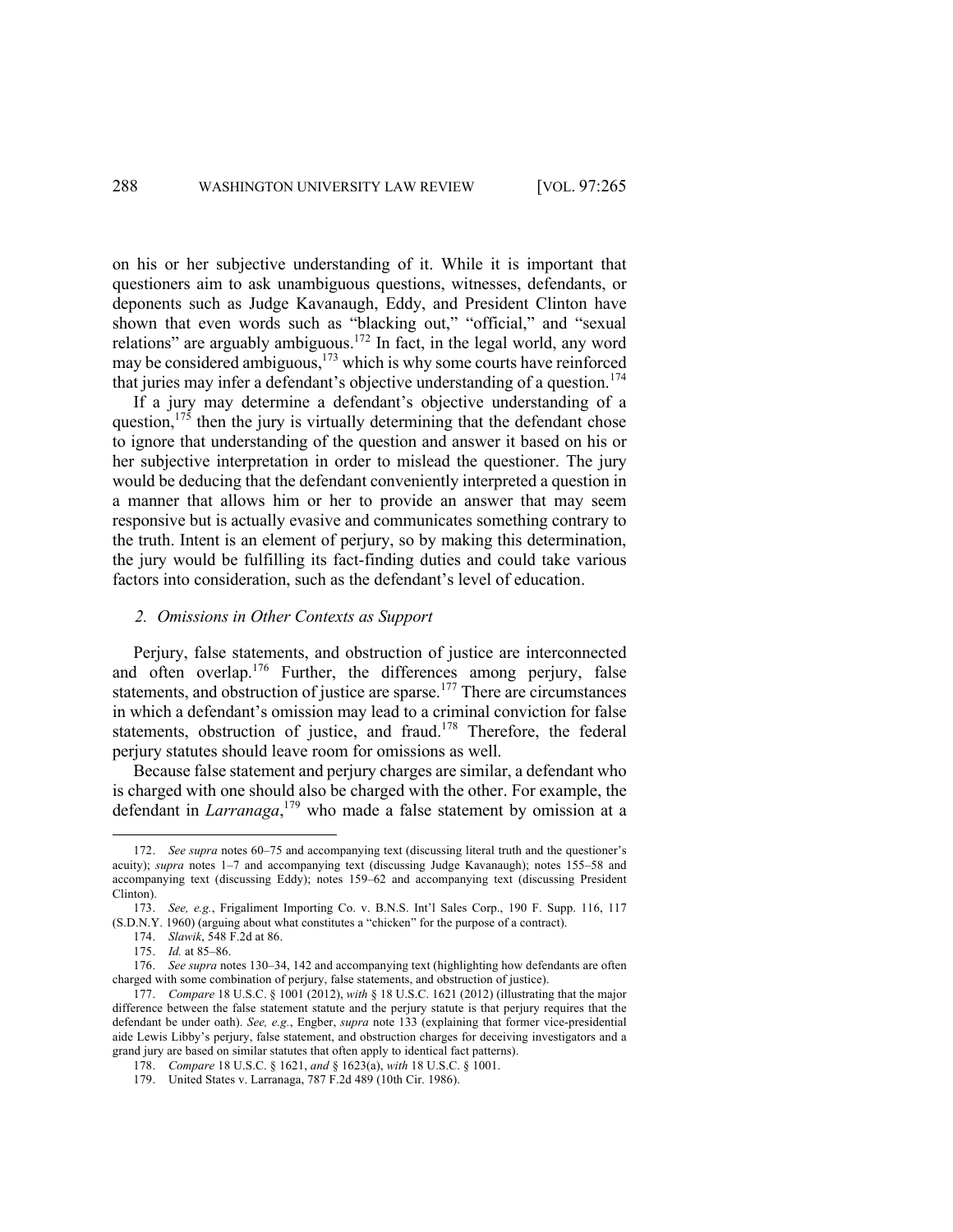on his or her subjective understanding of it. While it is important that questioners aim to ask unambiguous questions, witnesses, defendants, or deponents such as Judge Kavanaugh, Eddy, and President Clinton have shown that even words such as "blacking out," "official," and "sexual relations" are arguably ambiguous.[172] In fact, in the legal world, any word may be considered ambiguous,[173] which is why some courts have reinforced that juries may infer a defendant's objective understanding of a question.[174]

If a jury may determine a defendant's objective understanding of a question,[175] then the jury is virtually determining that the defendant chose to ignore that understanding of the question and answer it based on his or her subjective interpretation in order to mislead the questioner. The jury would be deducing that the defendant conveniently interpreted a question in a manner that allows him or her to provide an answer that may seem responsive but is actually evasive and communicates something contrary to the truth. Intent is an element of perjury, so by making this determination, the jury would be fulfilling its fact-finding duties and could take various factors into consideration, such as the defendant's level of education.

### *2. Omissions in Other Contexts as Support*

Perjury, false statements, and obstruction of justice are interconnected and often overlap.[176] Further, the differences among perjury, false statements, and obstruction of justice are sparse.[177] There are circumstances in which a defendant's omission may lead to a criminal conviction for false statements, obstruction of justice, and fraud.[178] Therefore, the federal perjury statutes should leave room for omissions as well.

Because false statement and perjury charges are similar, a defendant who is charged with one should also be charged with the other. For example, the defendant in *Larranaga*,[179] who made a false statement by omission at a

---

172. *See supra* notes 60–75 and accompanying text (discussing literal truth and the questioner's acuity); *supra* notes 1–7 and accompanying text (discussing Judge Kavanaugh); notes 155–58 and accompanying text (discussing Eddy); notes 159–62 and accompanying text (discussing President Clinton).

173. *See, e.g.*, Frigaliment Importing Co. v. B.N.S. Int'l Sales Corp., 190 F. Supp. 116, 117 (S.D.N.Y. 1960) (arguing about what constitutes a "chicken" for the purpose of a contract).

174. *Slawik*, 548 F.2d at 86.

175. *Id.* at 85–86.

176. *See supra* notes 130–34, 142 and accompanying text (highlighting how defendants are often charged with some combination of perjury, false statements, and obstruction of justice).

177. *Compare* 18 U.S.C. § 1001 (2012), *with* § 18 U.S.C. 1621 (2012) (illustrating that the major difference between the false statement statute and the perjury statute is that perjury requires that the defendant be under oath). *See, e.g.*, Engber, *supra* note 133 (explaining that former vice-presidential aide Lewis Libby's perjury, false statement, and obstruction charges for deceiving investigators and a grand jury are based on similar statutes that often apply to identical fact patterns).

178. *Compare* 18 U.S.C. § 1621, *and* § 1623(a), *with* 18 U.S.C. § 1001.

179. United States v. Larranaga, 787 F.2d 489 (10th Cir. 1986).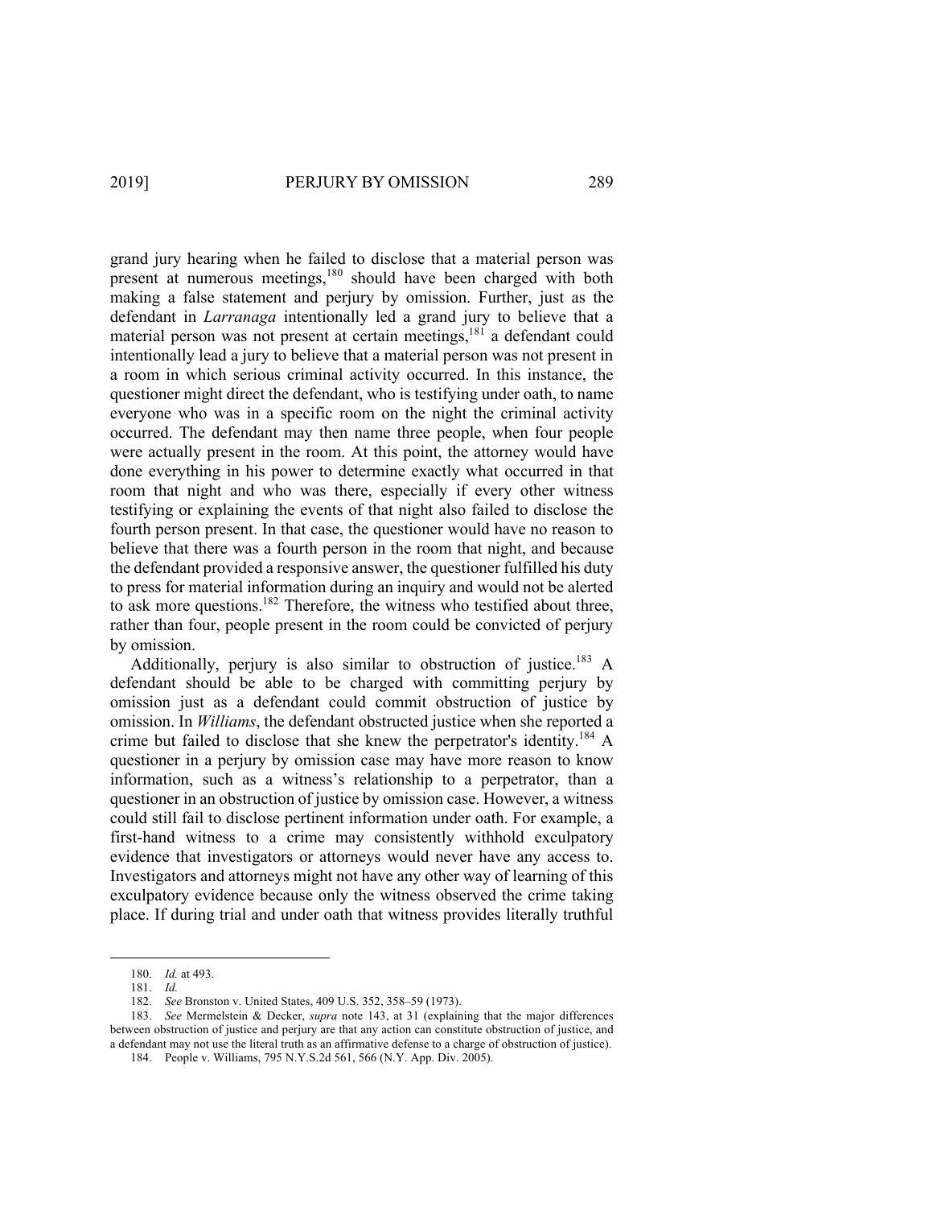grand jury hearing when he failed to disclose that a material person was present at numerous meetings,[180] should have been charged with both making a false statement and perjury by omission. Further, just as the defendant in *Larranaga* intentionally led a grand jury to believe that a material person was not present at certain meetings,[181] a defendant could intentionally lead a jury to believe that a material person was not present in a room in which serious criminal activity occurred. In this instance, the questioner might direct the defendant, who is testifying under oath, to name everyone who was in a specific room on the night the criminal activity occurred. The defendant may then name three people, when four people were actually present in the room. At this point, the attorney would have done everything in his power to determine exactly what occurred in that room that night and who was there, especially if every other witness testifying or explaining the events of that night also failed to disclose the fourth person present. In that case, the questioner would have no reason to believe that there was a fourth person in the room that night, and because the defendant provided a responsive answer, the questioner fulfilled his duty to press for material information during an inquiry and would not be alerted to ask more questions.[182] Therefore, the witness who testified about three, rather than four, people present in the room could be convicted of perjury by omission.

Additionally, perjury is also similar to obstruction of justice.[183] A defendant should be able to be charged with committing perjury by omission just as a defendant could commit obstruction of justice by omission. In *Williams*, the defendant obstructed justice when she reported a crime but failed to disclose that she knew the perpetrator's identity.[184] A questioner in a perjury by omission case may have more reason to know information, such as a witness's relationship to a perpetrator, than a questioner in an obstruction of justice by omission case. However, a witness could still fail to disclose pertinent information under oath. For example, a first-hand witness to a crime may consistently withhold exculpatory evidence that investigators or attorneys would never have any access to. Investigators and attorneys might not have any other way of learning of this exculpatory evidence because only the witness observed the crime taking place. If during trial and under oath that witness provides literally truthful

---

180. *Id.* at 493.

181. *Id.*

182. *See* Bronston v. United States, 409 U.S. 352, 358–59 (1973).

183. *See* Mermelstein & Decker, *supra* note 143, at 31 (explaining that the major differences between obstruction of justice and perjury are that any action can constitute obstruction of justice, and a defendant may not use the literal truth as an affirmative defense to a charge of obstruction of justice).

184. People v. Williams, 795 N.Y.S.2d 561, 566 (N.Y. App. Div. 2005).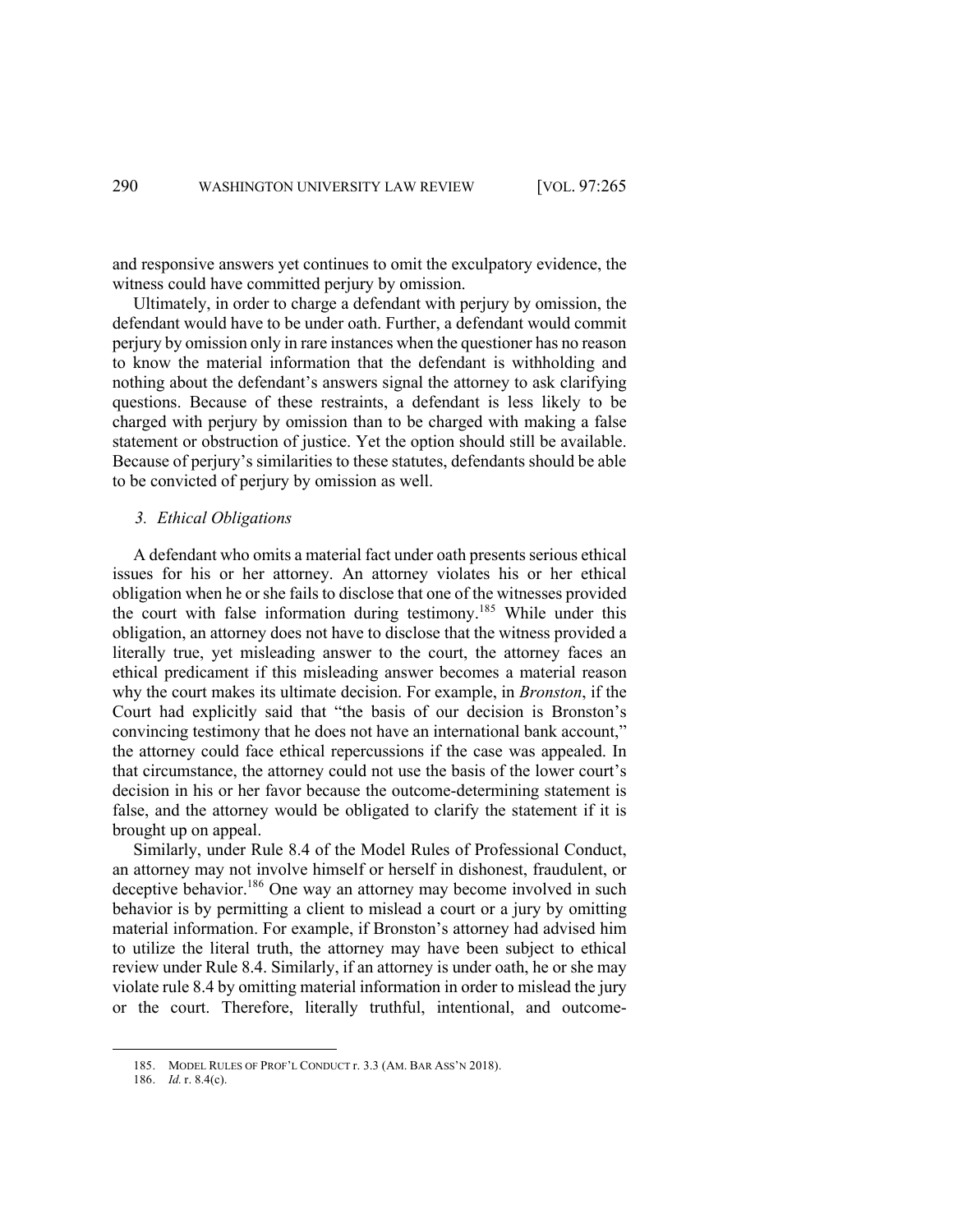and responsive answers yet continues to omit the exculpatory evidence, the witness could have committed perjury by omission.

Ultimately, in order to charge a defendant with perjury by omission, the defendant would have to be under oath. Further, a defendant would commit perjury by omission only in rare instances when the questioner has no reason to know the material information that the defendant is withholding and nothing about the defendant's answers signal the attorney to ask clarifying questions. Because of these restraints, a defendant is less likely to be charged with perjury by omission than to be charged with making a false statement or obstruction of justice. Yet the option should still be available. Because of perjury's similarities to these statutes, defendants should be able to be convicted of perjury by omission as well.

### *3. Ethical Obligations*

A defendant who omits a material fact under oath presents serious ethical issues for his or her attorney. An attorney violates his or her ethical obligation when he or she fails to disclose that one of the witnesses provided the court with false information during testimony.[185] While under this obligation, an attorney does not have to disclose that the witness provided a literally true, yet misleading answer to the court, the attorney faces an ethical predicament if this misleading answer becomes a material reason why the court makes its ultimate decision. For example, in *Bronston*, if the Court had explicitly said that "the basis of our decision is Bronston's convincing testimony that he does not have an international bank account," the attorney could face ethical repercussions if the case was appealed. In that circumstance, the attorney could not use the basis of the lower court's decision in his or her favor because the outcome-determining statement is false, and the attorney would be obligated to clarify the statement if it is brought up on appeal.

Similarly, under Rule 8.4 of the Model Rules of Professional Conduct, an attorney may not involve himself or herself in dishonest, fraudulent, or deceptive behavior.[186] One way an attorney may become involved in such behavior is by permitting a client to mislead a court or a jury by omitting material information. For example, if Bronston's attorney had advised him to utilize the literal truth, the attorney may have been subject to ethical review under Rule 8.4. Similarly, if an attorney is under oath, he or she may violate rule 8.4 by omitting material information in order to mislead the jury or the court. Therefore, literally truthful, intentional, and outcome-

185. MODEL RULES OF PROF'L CONDUCT r. 3.3 (AM. BAR ASS'N 2018).

186. *Id.* r. 8.4(c).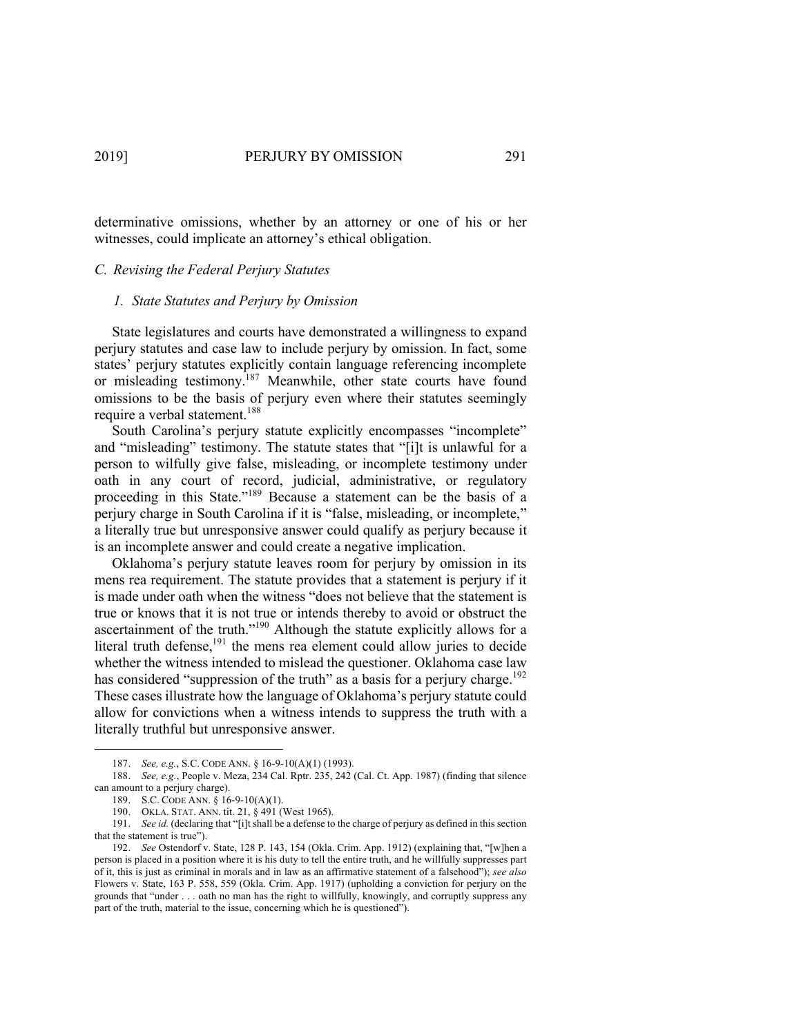determinative omissions, whether by an attorney or one of his or her witnesses, could implicate an attorney's ethical obligation.

### *C. Revising the Federal Perjury Statutes*

#### *1. State Statutes and Perjury by Omission*

State legislatures and courts have demonstrated a willingness to expand perjury statutes and case law to include perjury by omission. In fact, some states' perjury statutes explicitly contain language referencing incomplete or misleading testimony.[187] Meanwhile, other state courts have found omissions to be the basis of perjury even where their statutes seemingly require a verbal statement.[188]

South Carolina's perjury statute explicitly encompasses "incomplete" and "misleading" testimony. The statute states that "[i]t is unlawful for a person to wilfully give false, misleading, or incomplete testimony under oath in any court of record, judicial, administrative, or regulatory proceeding in this State."[189] Because a statement can be the basis of a perjury charge in South Carolina if it is "false, misleading, or incomplete," a literally true but unresponsive answer could qualify as perjury because it is an incomplete answer and could create a negative implication.

Oklahoma's perjury statute leaves room for perjury by omission in its mens rea requirement. The statute provides that a statement is perjury if it is made under oath when the witness "does not believe that the statement is true or knows that it is not true or intends thereby to avoid or obstruct the ascertainment of the truth."[190] Although the statute explicitly allows for a literal truth defense,[191] the mens rea element could allow juries to decide whether the witness intended to mislead the questioner. Oklahoma case law has considered "suppression of the truth" as a basis for a perjury charge.[192] These cases illustrate how the language of Oklahoma's perjury statute could allow for convictions when a witness intends to suppress the truth with a literally truthful but unresponsive answer.

---

187. *See, e.g.*, S.C. CODE ANN. § 16-9-10(A)(1) (1993).

188. *See, e.g.*, People v. Meza, 234 Cal. Rptr. 235, 242 (Cal. Ct. App. 1987) (finding that silence can amount to a perjury charge).

189. S.C. CODE ANN. § 16-9-10(A)(1).

190. OKLA. STAT. ANN. tit. 21, § 491 (West 1965).

191. *See id.* (declaring that "[i]t shall be a defense to the charge of perjury as defined in this section that the statement is true").

192. *See* Ostendorf v. State, 128 P. 143, 154 (Okla. Crim. App. 1912) (explaining that, "[w]hen a person is placed in a position where it is his duty to tell the entire truth, and he willfully suppresses part of it, this is just as criminal in morals and in law as an affirmative statement of a falsehood"); *see also* Flowers v. State, 163 P. 558, 559 (Okla. Crim. App. 1917) (upholding a conviction for perjury on the grounds that "under . . . oath no man has the right to willfully, knowingly, and corruptly suppress any part of the truth, material to the issue, concerning which he is questioned").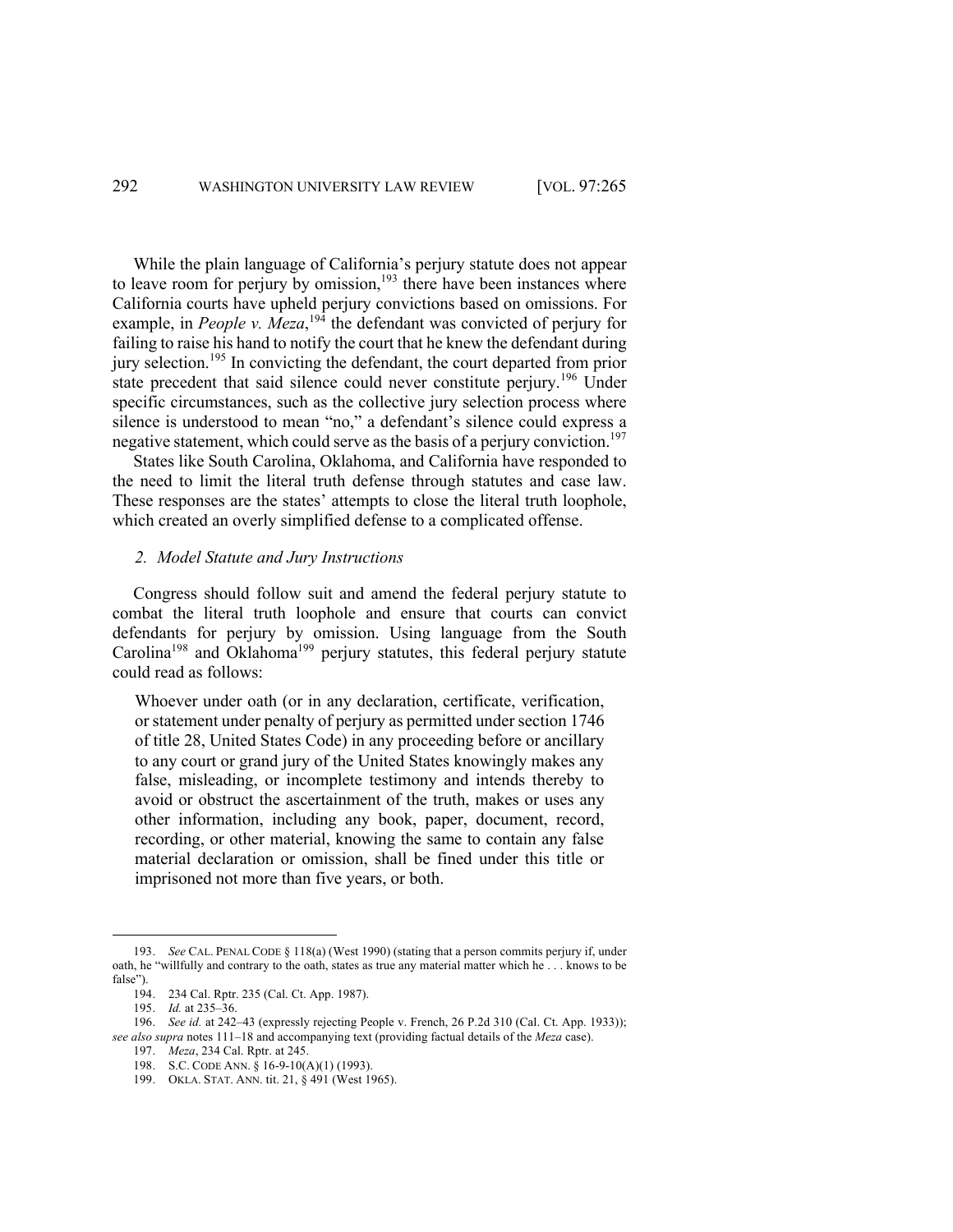While the plain language of California's perjury statute does not appear to leave room for perjury by omission,[193] there have been instances where California courts have upheld perjury convictions based on omissions. For example, in *People v. Meza*,[194] the defendant was convicted of perjury for failing to raise his hand to notify the court that he knew the defendant during jury selection.[195] In convicting the defendant, the court departed from prior state precedent that said silence could never constitute perjury.[196] Under specific circumstances, such as the collective jury selection process where silence is understood to mean "no," a defendant's silence could express a negative statement, which could serve as the basis of a perjury conviction.[197]

States like South Carolina, Oklahoma, and California have responded to the need to limit the literal truth defense through statutes and case law. These responses are the states' attempts to close the literal truth loophole, which created an overly simplified defense to a complicated offense.

### *2. Model Statute and Jury Instructions*

Congress should follow suit and amend the federal perjury statute to combat the literal truth loophole and ensure that courts can convict defendants for perjury by omission. Using language from the South Carolina[198] and Oklahoma[199] perjury statutes, this federal perjury statute could read as follows:

> Whoever under oath (or in any declaration, certificate, verification, or statement under penalty of perjury as permitted under section 1746 of title 28, United States Code) in any proceeding before or ancillary to any court or grand jury of the United States knowingly makes any false, misleading, or incomplete testimony and intends thereby to avoid or obstruct the ascertainment of the truth, makes or uses any other information, including any book, paper, document, record, recording, or other material, knowing the same to contain any false material declaration or omission, shall be fined under this title or imprisoned not more than five years, or both.

---

193. *See* CAL. PENAL CODE § 118(a) (West 1990) (stating that a person commits perjury if, under oath, he "willfully and contrary to the oath, states as true any material matter which he . . . knows to be false").

194. 234 Cal. Rptr. 235 (Cal. Ct. App. 1987).

195. *Id.* at 235–36.

196. *See id.* at 242–43 (expressly rejecting People v. French, 26 P.2d 310 (Cal. Ct. App. 1933)); *see also supra* notes 111–18 and accompanying text (providing factual details of the *Meza* case).

197. *Meza*, 234 Cal. Rptr. at 245.

198. S.C. CODE ANN. § 16-9-10(A)(1) (1993).

199. OKLA. STAT. ANN. tit. 21, § 491 (West 1965).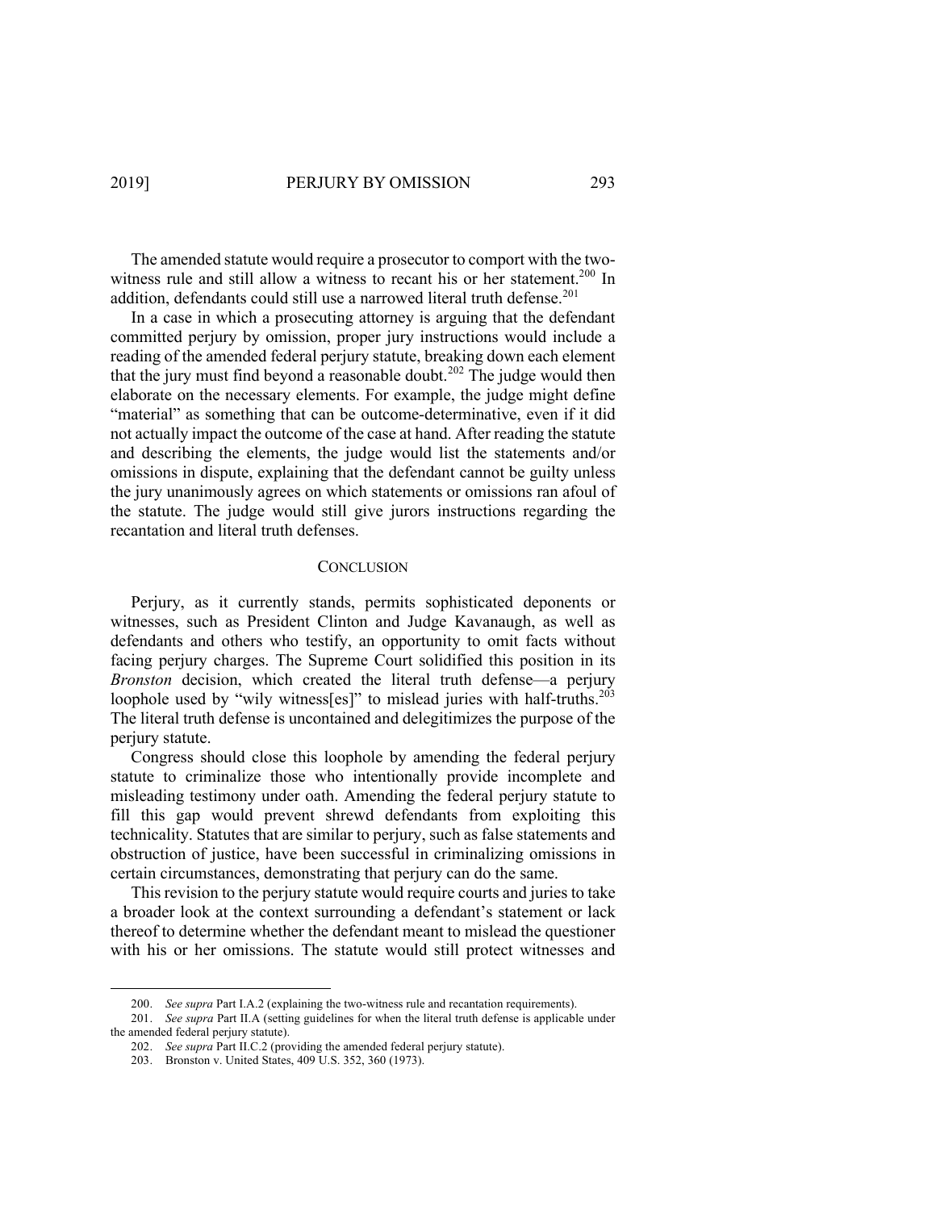The amended statute would require a prosecutor to comport with the two-witness rule and still allow a witness to recant his or her statement.[200] In addition, defendants could still use a narrowed literal truth defense.[201]

In a case in which a prosecuting attorney is arguing that the defendant committed perjury by omission, proper jury instructions would include a reading of the amended federal perjury statute, breaking down each element that the jury must find beyond a reasonable doubt.[202] The judge would then elaborate on the necessary elements. For example, the judge might define "material" as something that can be outcome-determinative, even if it did not actually impact the outcome of the case at hand. After reading the statute and describing the elements, the judge would list the statements and/or omissions in dispute, explaining that the defendant cannot be guilty unless the jury unanimously agrees on which statements or omissions ran afoul of the statute. The judge would still give jurors instructions regarding the recantation and literal truth defenses.

## CONCLUSION

Perjury, as it currently stands, permits sophisticated deponents or witnesses, such as President Clinton and Judge Kavanaugh, as well as defendants and others who testify, an opportunity to omit facts without facing perjury charges. The Supreme Court solidified this position in its *Bronston* decision, which created the literal truth defense—a perjury loophole used by "wily witness[es]" to mislead juries with half-truths.[203] The literal truth defense is uncontained and delegitimizes the purpose of the perjury statute.

Congress should close this loophole by amending the federal perjury statute to criminalize those who intentionally provide incomplete and misleading testimony under oath. Amending the federal perjury statute to fill this gap would prevent shrewd defendants from exploiting this technicality. Statutes that are similar to perjury, such as false statements and obstruction of justice, have been successful in criminalizing omissions in certain circumstances, demonstrating that perjury can do the same.

This revision to the perjury statute would require courts and juries to take a broader look at the context surrounding a defendant's statement or lack thereof to determine whether the defendant meant to mislead the questioner with his or her omissions. The statute would still protect witnesses and

---

200. *See supra* Part I.A.2 (explaining the two-witness rule and recantation requirements).

201. *See supra* Part II.A (setting guidelines for when the literal truth defense is applicable under the amended federal perjury statute).

202. *See supra* Part II.C.2 (providing the amended federal perjury statute).

203. Bronston v. United States, 409 U.S. 352, 360 (1973).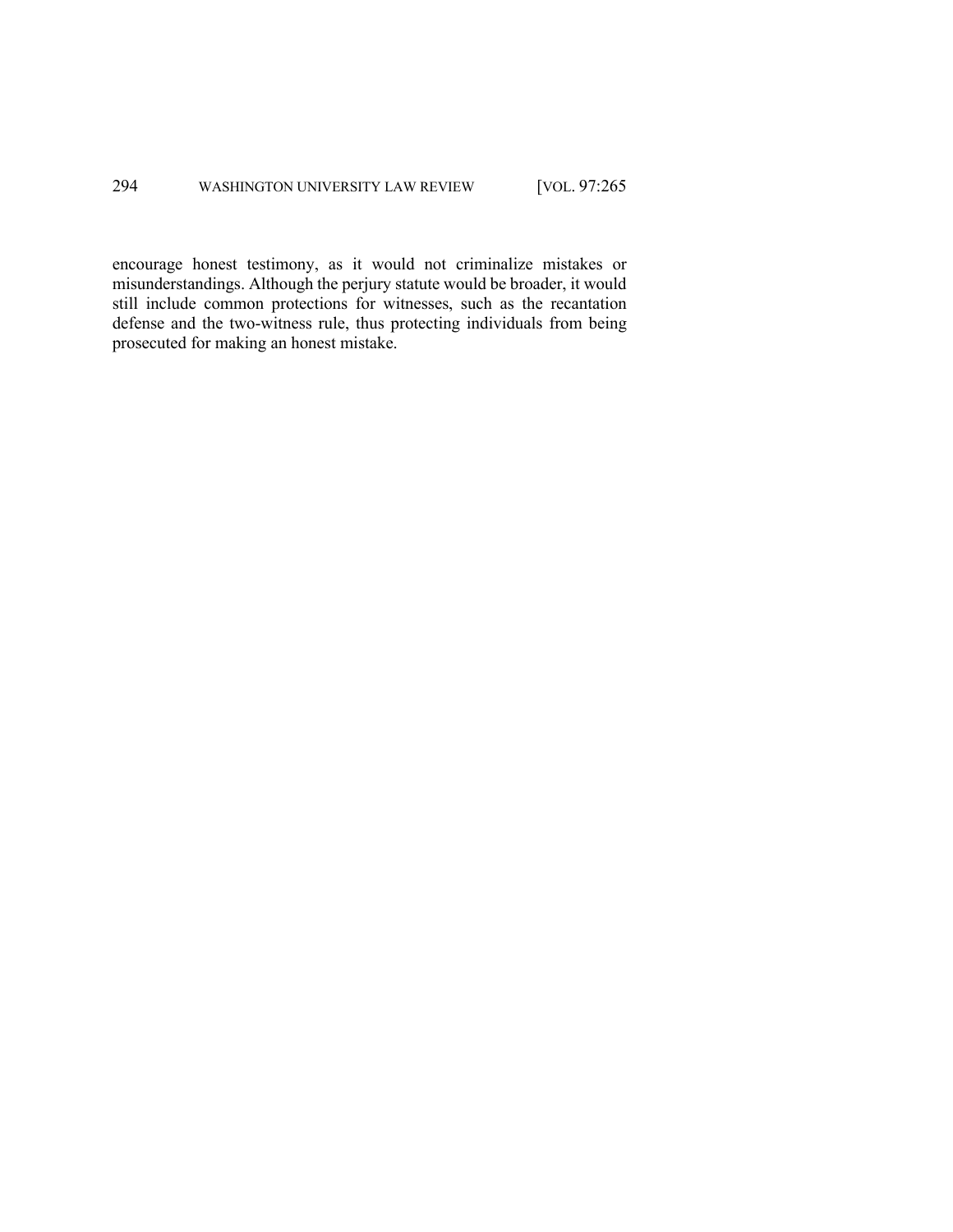encourage honest testimony, as it would not criminalize mistakes or misunderstandings. Although the perjury statute would be broader, it would still include common protections for witnesses, such as the recantation defense and the two-witness rule, thus protecting individuals from being prosecuted for making an honest mistake.